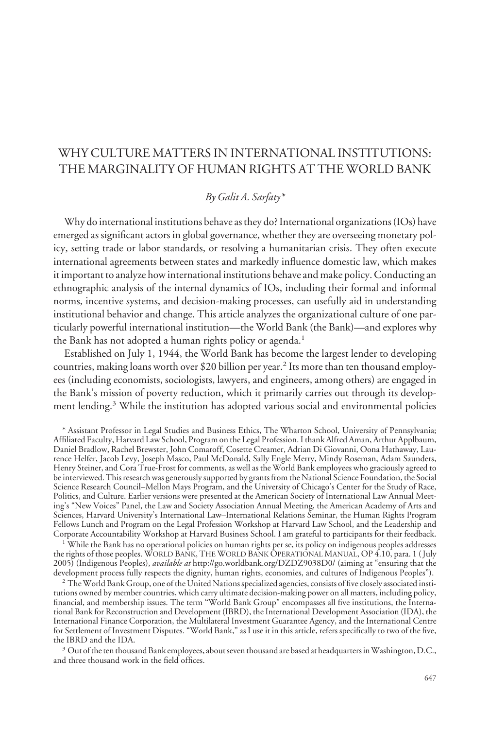# WHY CULTURE MATTERS IN INTERNATIONAL INSTITUTIONS: THE MARGINALITY OF HUMAN RIGHTS AT THE WORLD BANK

*By Galit A. Sarfaty\**

Why do international institutions behave as they do? International organizations (IOs) have emerged as significant actors in global governance, whether they are overseeing monetary policy, setting trade or labor standards, or resolving a humanitarian crisis. They often execute international agreements between states and markedly influence domestic law, which makes it important to analyze how international institutions behave and make policy. Conducting an ethnographic analysis of the internal dynamics of IOs, including their formal and informal norms, incentive systems, and decision-making processes, can usefully aid in understanding institutional behavior and change. This article analyzes the organizational culture of one particularly powerful international institution—the World Bank (the Bank)—and explores why the Bank has not adopted a human rights policy or agenda.[1]

Established on July 1, 1944, the World Bank has become the largest lender to developing countries, making loans worth over $20 billion per year.[2] Its more than ten thousand employees (including economists, sociologists, lawyers, and engineers, among others) are engaged in the Bank's mission of poverty reduction, which it primarily carries out through its development lending.[3] While the institution has adopted various social and environmental policies

\* Assistant Professor in Legal Studies and Business Ethics, The Wharton School, University of Pennsylvania; Affiliated Faculty, Harvard Law School, Program on the Legal Profession. I thank Alfred Aman, Arthur Applbaum, Daniel Bradlow, Rachel Brewster, John Comaroff, Cosette Creamer, Adrian Di Giovanni, Oona Hathaway, Laurence Helfer, Jacob Levy, Joseph Masco, Paul McDonald, Sally Engle Merry, Mindy Roseman, Adam Saunders, Henry Steiner, and Cora True-Frost for comments, as well as the World Bank employees who graciously agreed to be interviewed. This research was generously supported by grants from the National Science Foundation, the Social Science Research Council–Mellon Mays Program, and the University of Chicago's Center for the Study of Race, Politics, and Culture. Earlier versions were presented at the American Society of International Law Annual Meeting's "New Voices" Panel, the Law and Society Association Annual Meeting, the American Academy of Arts and Sciences, Harvard University's International Law–International Relations Seminar, the Human Rights Program Fellows Lunch and Program on the Legal Profession Workshop at Harvard Law School, and the Leadership and Corporate Accountability Workshop at Harvard Business School. I am grateful to participants for their feedback.

[1] While the Bank has no operational policies on human rights per se, its policy on indigenous peoples addresses the rights of those peoples. WORLD BANK, THE WORLD BANK OPERATIONAL MANUAL, OP 4.10, para. 1 (July 2005) (Indigenous Peoples), *available at* http://go.worldbank.org/DZDZ9038D0/ (aiming at "ensuring that the development process fully respects the dignity, human rights, economies, and cultures of Indigenous Peoples").

[2] The World Bank Group, one of the United Nations specialized agencies, consists of five closely associated institutions owned by member countries, which carry ultimate decision-making power on all matters, including policy, financial, and membership issues. The term "World Bank Group" encompasses all five institutions, the International Bank for Reconstruction and Development (IBRD), the International Development Association (IDA), the International Finance Corporation, the Multilateral Investment Guarantee Agency, and the International Centre for Settlement of Investment Disputes. "World Bank," as I use it in this article, refers specifically to two of the five, the IBRD and the IDA.

[3] Out of the ten thousand Bank employees, about seven thousand are based at headquarters in Washington, D.C., and three thousand work in the field offices.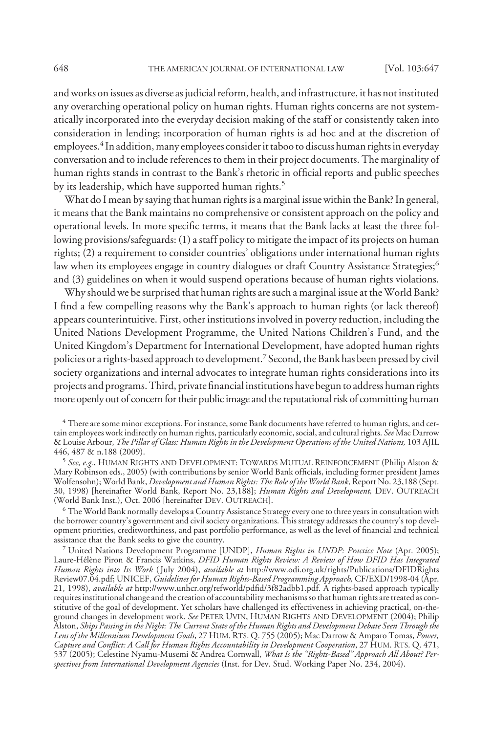and works on issues as diverse as judicial reform, health, and infrastructure, it has not instituted any overarching operational policy on human rights. Human rights concerns are not systematically incorporated into the everyday decision making of the staff or consistently taken into consideration in lending; incorporation of human rights is ad hoc and at the discretion of employees.[4] In addition, many employees consider it taboo to discuss human rights in everyday conversation and to include references to them in their project documents. The marginality of human rights stands in contrast to the Bank's rhetoric in official reports and public speeches by its leadership, which have supported human rights.[5]

What do I mean by saying that human rights is a marginal issue within the Bank? In general, it means that the Bank maintains no comprehensive or consistent approach on the policy and operational levels. In more specific terms, it means that the Bank lacks at least the three following provisions/safeguards: (1) a staff policy to mitigate the impact of its projects on human rights; (2) a requirement to consider countries' obligations under international human rights law when its employees engage in country dialogues or draft Country Assistance Strategies;[6] and (3) guidelines on when it would suspend operations because of human rights violations.

Why should we be surprised that human rights are such a marginal issue at the World Bank? I find a few compelling reasons why the Bank's approach to human rights (or lack thereof) appears counterintuitive. First, other institutions involved in poverty reduction, including the United Nations Development Programme, the United Nations Children's Fund, and the United Kingdom's Department for International Development, have adopted human rights policies or a rights-based approach to development.[7] Second, the Bank has been pressed by civil society organizations and internal advocates to integrate human rights considerations into its projects and programs. Third, private financial institutions have begun to address human rights more openly out of concern for their public image and the reputational risk of committing human

---

[4] There are some minor exceptions. For instance, some Bank documents have referred to human rights, and certain employees work indirectly on human rights, particularly economic, social, and cultural rights. *See* Mac Darrow & Louise Arbour, *The Pillar of Glass: Human Rights in the Development Operations of the United Nations,* 103 AJIL 446, 487 & n.188 (2009).

[5] *See, e.g.*, HUMAN RIGHTS AND DEVELOPMENT: TOWARDS MUTUAL REINFORCEMENT (Philip Alston & Mary Robinson eds., 2005) (with contributions by senior World Bank officials, including former president James Wolfensohn); World Bank, *Development and Human Rights: The Role of the World Bank,* Report No. 23,188 (Sept. 30, 1998) [hereinafter World Bank, Report No. 23,188]; *Human Rights and Development,* DEV. OUTREACH (World Bank Inst.), Oct. 2006 [hereinafter DEV. OUTREACH].

[6] The World Bank normally develops a Country Assistance Strategy every one to three years in consultation with the borrower country's government and civil society organizations. This strategy addresses the country's top development priorities, creditworthiness, and past portfolio performance, as well as the level of financial and technical assistance that the Bank seeks to give the country.

[7] United Nations Development Programme [UNDP], *Human Rights in UNDP: Practice Note* (Apr. 2005); Laure-Hélène Piron & Francis Watkins, *DFID Human Rights Review: A Review of How DFID Has Integrated Human Rights into Its Work* (July 2004), *available at* http://www.odi.org.uk/rights/Publications/DFIDRightsReview07.04.pdf; UNICEF, *Guidelines for Human Rights-Based Programming Approach,* CF/EXD/1998-04 (Apr. 21, 1998), *available at* http://www.unhcr.org/refworld/pdfid/3f82adbb1.pdf. A rights-based approach typically requires institutional change and the creation of accountability mechanisms so that human rights are treated as constitutive of the goal of development. Yet scholars have challenged its effectiveness in achieving practical, on-the-ground changes in development work. *See* PETER UVIN, HUMAN RIGHTS AND DEVELOPMENT (2004); Philip Alston, *Ships Passing in the Night: The Current State of the Human Rights and Development Debate Seen Through the Lens of the Millennium Development Goals*, 27 HUM. RTS. Q. 755 (2005); Mac Darrow & Amparo Tomas, *Power, Capture and Conflict: A Call for Human Rights Accountability in Development Cooperation*, 27 HUM. RTS. Q. 471, 537 (2005); Celestine Nyamu-Musemi & Andrea Cornwall, *What Is the "Rights-Based" Approach All About? Perspectives from International Development Agencies* (Inst. for Dev. Stud. Working Paper No. 234, 2004).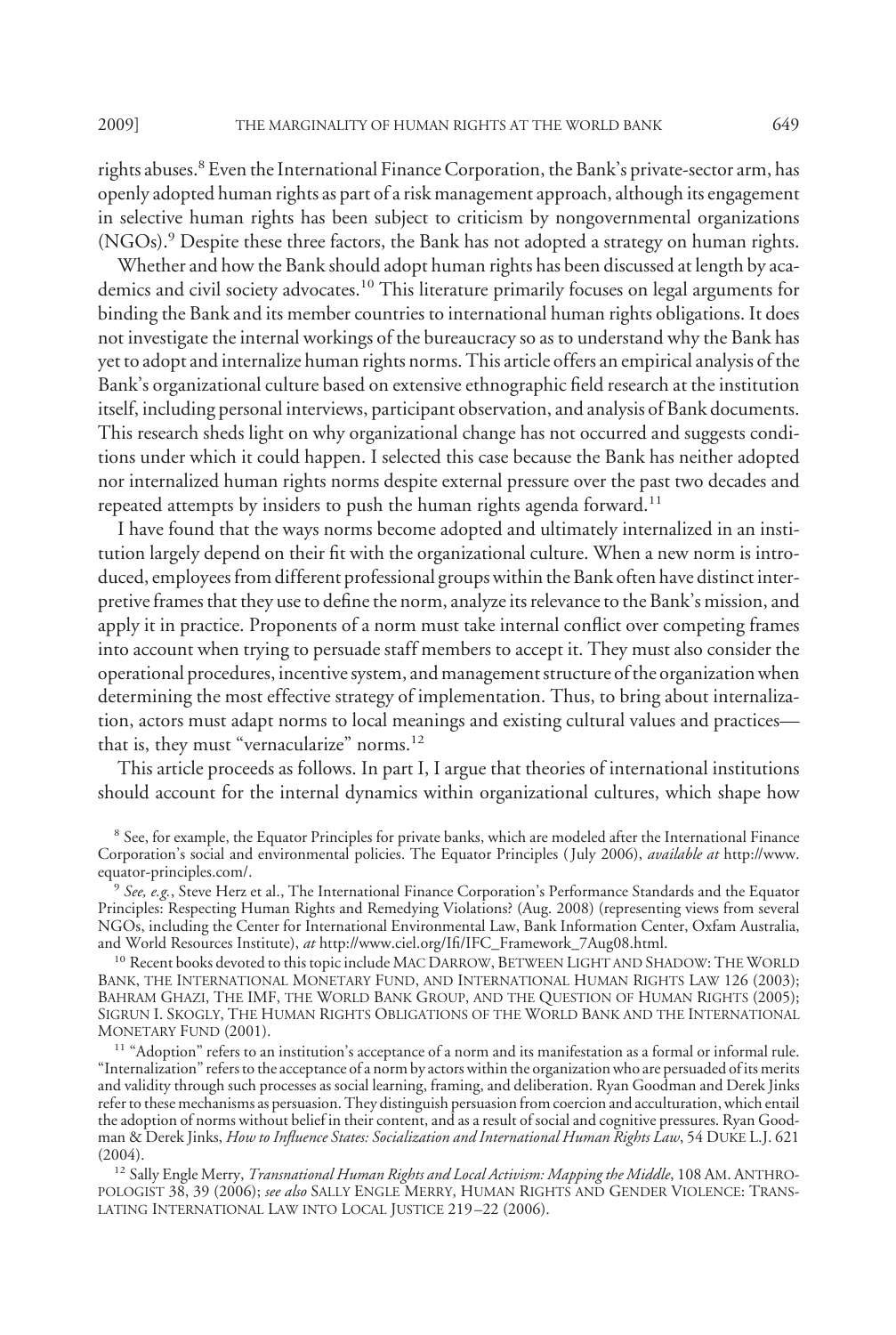rights abuses.[8] Even the International Finance Corporation, the Bank's private-sector arm, has openly adopted human rights as part of a risk management approach, although its engagement in selective human rights has been subject to criticism by nongovernmental organizations (NGOs).[9] Despite these three factors, the Bank has not adopted a strategy on human rights.

Whether and how the Bank should adopt human rights has been discussed at length by academics and civil society advocates.[10] This literature primarily focuses on legal arguments for binding the Bank and its member countries to international human rights obligations. It does not investigate the internal workings of the bureaucracy so as to understand why the Bank has yet to adopt and internalize human rights norms. This article offers an empirical analysis of the Bank's organizational culture based on extensive ethnographic field research at the institution itself, including personal interviews, participant observation, and analysis of Bank documents. This research sheds light on why organizational change has not occurred and suggests conditions under which it could happen. I selected this case because the Bank has neither adopted nor internalized human rights norms despite external pressure over the past two decades and repeated attempts by insiders to push the human rights agenda forward.[11]

I have found that the ways norms become adopted and ultimately internalized in an institution largely depend on their fit with the organizational culture. When a new norm is introduced, employees from different professional groups within the Bank often have distinct interpretive frames that they use to define the norm, analyze its relevance to the Bank's mission, and apply it in practice. Proponents of a norm must take internal conflict over competing frames into account when trying to persuade staff members to accept it. They must also consider the operational procedures, incentive system, and management structure of the organization when determining the most effective strategy of implementation. Thus, to bring about internalization, actors must adapt norms to local meanings and existing cultural values and practices—that is, they must "vernacularize" norms.[12]

This article proceeds as follows. In part I, I argue that theories of international institutions should account for the internal dynamics within organizational cultures, which shape how

---

[8] See, for example, the Equator Principles for private banks, which are modeled after the International Finance Corporation's social and environmental policies. The Equator Principles (July 2006), *available at* http://www.equator-principles.com/.

[9] *See, e.g.*, Steve Herz et al., The International Finance Corporation's Performance Standards and the Equator Principles: Respecting Human Rights and Remedying Violations? (Aug. 2008) (representing views from several NGOs, including the Center for International Environmental Law, Bank Information Center, Oxfam Australia, and World Resources Institute), *at* http://www.ciel.org/Ifi/IFC_Framework_7Aug08.html.

[10] Recent books devoted to this topic include MAC DARROW, BETWEEN LIGHT AND SHADOW: THE WORLD BANK, THE INTERNATIONAL MONETARY FUND, AND INTERNATIONAL HUMAN RIGHTS LAW 126 (2003); BAHRAM GHAZI, THE IMF, THE WORLD BANK GROUP, AND THE QUESTION OF HUMAN RIGHTS (2005); SIGRUN I. SKOGLY, THE HUMAN RIGHTS OBLIGATIONS OF THE WORLD BANK AND THE INTERNATIONAL MONETARY FUND (2001).

[11] "Adoption" refers to an institution's acceptance of a norm and its manifestation as a formal or informal rule. "Internalization" refers to the acceptance of a norm by actors within the organization who are persuaded of its merits and validity through such processes as social learning, framing, and deliberation. Ryan Goodman and Derek Jinks refer to these mechanisms as persuasion. They distinguish persuasion from coercion and acculturation, which entail the adoption of norms without belief in their content, and as a result of social and cognitive pressures. Ryan Goodman & Derek Jinks, *How to Influence States: Socialization and International Human Rights Law*, 54 DUKE L.J. 621 (2004).

[12] Sally Engle Merry, *Transnational Human Rights and Local Activism: Mapping the Middle*, 108 AM. ANTHROPOLOGIST 38, 39 (2006); *see also* SALLY ENGLE MERRY, HUMAN RIGHTS AND GENDER VIOLENCE: TRANSLATING INTERNATIONAL LAW INTO LOCAL JUSTICE 219–22 (2006).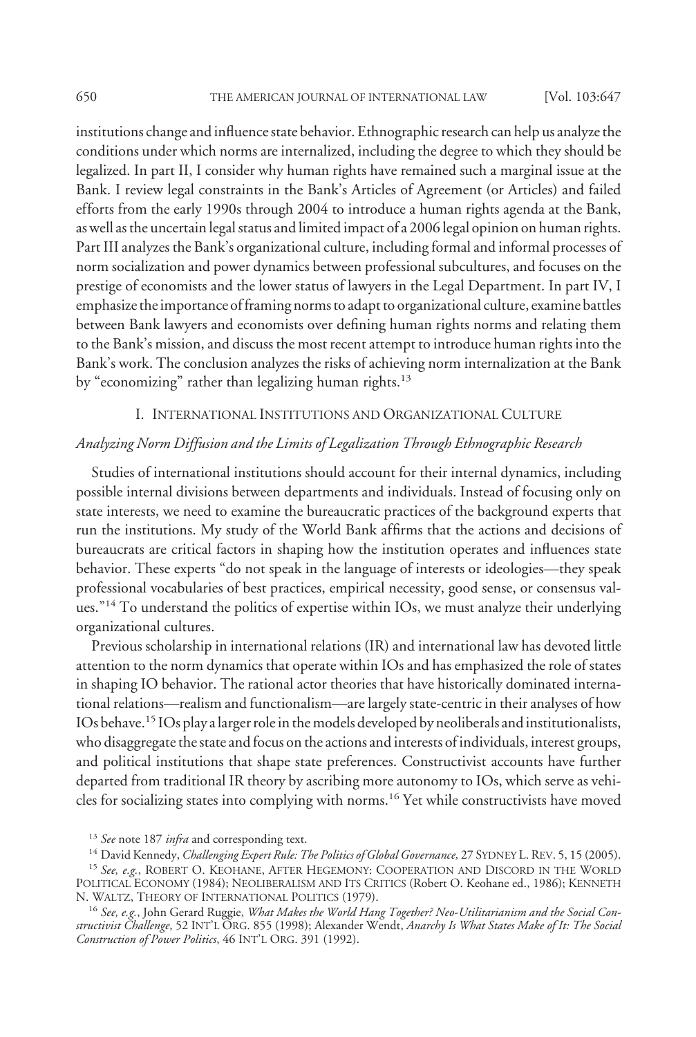institutions change and influence state behavior. Ethnographic research can help us analyze the conditions under which norms are internalized, including the degree to which they should be legalized. In part II, I consider why human rights have remained such a marginal issue at the Bank. I review legal constraints in the Bank's Articles of Agreement (or Articles) and failed efforts from the early 1990s through 2004 to introduce a human rights agenda at the Bank, as well as the uncertain legal status and limited impact of a 2006 legal opinion on human rights. Part III analyzes the Bank's organizational culture, including formal and informal processes of norm socialization and power dynamics between professional subcultures, and focuses on the prestige of economists and the lower status of lawyers in the Legal Department. In part IV, I emphasize the importance of framing norms to adapt to organizational culture, examine battles between Bank lawyers and economists over defining human rights norms and relating them to the Bank's mission, and discuss the most recent attempt to introduce human rights into the Bank's work. The conclusion analyzes the risks of achieving norm internalization at the Bank by "economizing" rather than legalizing human rights.[13]

## I. International Institutions and Organizational Culture

### *Analyzing Norm Diffusion and the Limits of Legalization Through Ethnographic Research*

Studies of international institutions should account for their internal dynamics, including possible internal divisions between departments and individuals. Instead of focusing only on state interests, we need to examine the bureaucratic practices of the background experts that run the institutions. My study of the World Bank affirms that the actions and decisions of bureaucrats are critical factors in shaping how the institution operates and influences state behavior. These experts "do not speak in the language of interests or ideologies—they speak professional vocabularies of best practices, empirical necessity, good sense, or consensus values."[14] To understand the politics of expertise within IOs, we must analyze their underlying organizational cultures.

Previous scholarship in international relations (IR) and international law has devoted little attention to the norm dynamics that operate within IOs and has emphasized the role of states in shaping IO behavior. The rational actor theories that have historically dominated international relations—realism and functionalism—are largely state-centric in their analyses of how IOs behave.[15] IOs play a larger role in the models developed by neoliberals and institutionalists, who disaggregate the state and focus on the actions and interests of individuals, interest groups, and political institutions that shape state preferences. Constructivist accounts have further departed from traditional IR theory by ascribing more autonomy to IOs, which serve as vehicles for socializing states into complying with norms.[16] Yet while constructivists have moved

---

[13] *See* note 187 *infra* and corresponding text.

[14] David Kennedy, *Challenging Expert Rule: The Politics of Global Governance,* 27 Sydney L. Rev. 5, 15 (2005).

[15] *See, e.g.*, Robert O. Keohane, After Hegemony: Cooperation and Discord in the World Political Economy (1984); Neoliberalism and Its Critics (Robert O. Keohane ed., 1986); Kenneth N. Waltz, Theory of International Politics (1979).

[16] *See, e.g.*, John Gerard Ruggie, *What Makes the World Hang Together? Neo-Utilitarianism and the Social Constructivist Challenge*, 52 Int'l Org. 855 (1998); Alexander Wendt, *Anarchy Is What States Make of It: The Social Construction of Power Politics*, 46 Int'l Org. 391 (1992).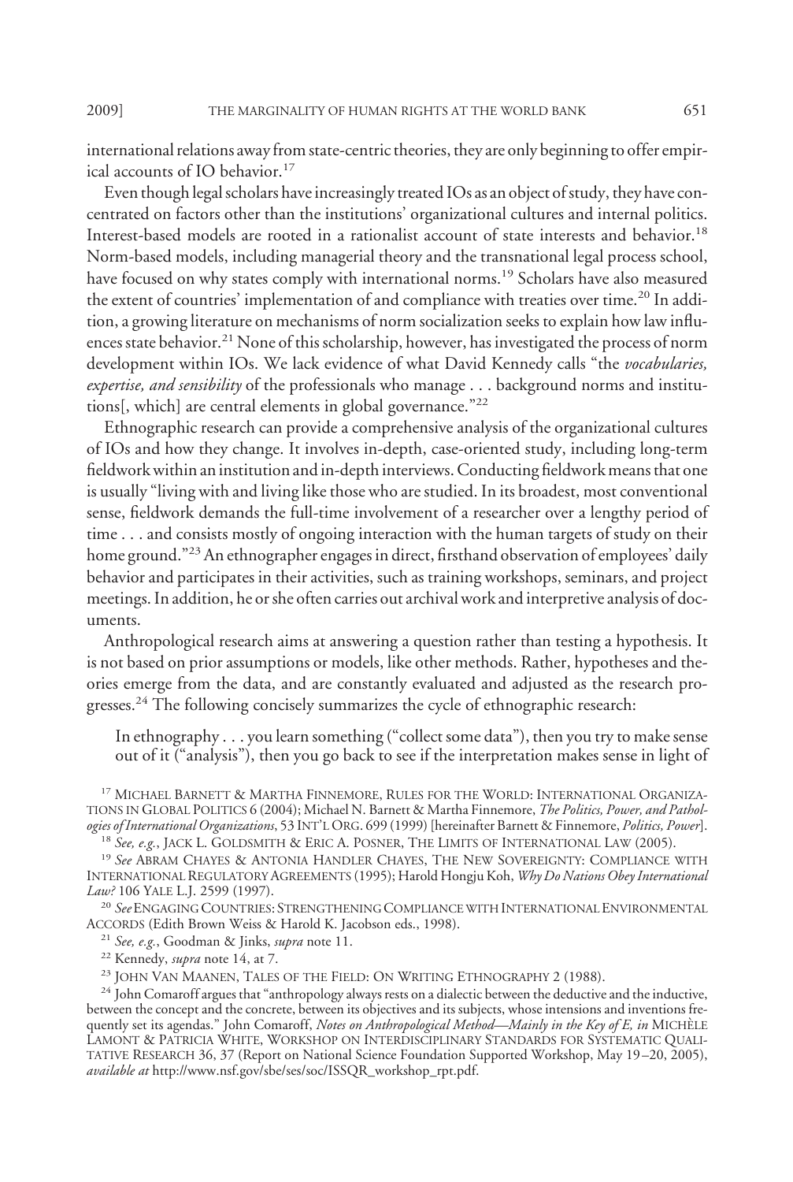international relations away from state-centric theories, they are only beginning to offer empirical accounts of IO behavior.[17]

Even though legal scholars have increasingly treated IOs as an object of study, they have concentrated on factors other than the institutions' organizational cultures and internal politics. Interest-based models are rooted in a rationalist account of state interests and behavior.[18] Norm-based models, including managerial theory and the transnational legal process school, have focused on why states comply with international norms.[19] Scholars have also measured the extent of countries' implementation of and compliance with treaties over time.[20] In addition, a growing literature on mechanisms of norm socialization seeks to explain how law influences state behavior.[21] None of this scholarship, however, has investigated the process of norm development within IOs. We lack evidence of what David Kennedy calls "the *vocabularies, expertise, and sensibility* of the professionals who manage . . . background norms and institutions[, which] are central elements in global governance."[22]

Ethnographic research can provide a comprehensive analysis of the organizational cultures of IOs and how they change. It involves in-depth, case-oriented study, including long-term fieldwork within an institution and in-depth interviews. Conducting fieldwork means that one is usually "living with and living like those who are studied. In its broadest, most conventional sense, fieldwork demands the full-time involvement of a researcher over a lengthy period of time . . . and consists mostly of ongoing interaction with the human targets of study on their home ground."[23] An ethnographer engages in direct, firsthand observation of employees' daily behavior and participates in their activities, such as training workshops, seminars, and project meetings. In addition, he or she often carries out archival work and interpretive analysis of documents.

Anthropological research aims at answering a question rather than testing a hypothesis. It is not based on prior assumptions or models, like other methods. Rather, hypotheses and theories emerge from the data, and are constantly evaluated and adjusted as the research progresses.[24] The following concisely summarizes the cycle of ethnographic research:

> In ethnography . . . you learn something ("collect some data"), then you try to make sense out of it ("analysis"), then you go back to see if the interpretation makes sense in light of

---

[17] MICHAEL BARNETT & MARTHA FINNEMORE, RULES FOR THE WORLD: INTERNATIONAL ORGANIZATIONS IN GLOBAL POLITICS 6 (2004); Michael N. Barnett & Martha Finnemore, *The Politics, Power, and Pathologies of International Organizations*, 53 INT'L ORG. 699 (1999) [hereinafter Barnett & Finnemore, *Politics, Power*].

[18] *See, e.g.*, JACK L. GOLDSMITH & ERIC A. POSNER, THE LIMITS OF INTERNATIONAL LAW (2005).

[19] *See* ABRAM CHAYES & ANTONIA HANDLER CHAYES, THE NEW SOVEREIGNTY: COMPLIANCE WITH INTERNATIONAL REGULATORY AGREEMENTS (1995); Harold Hongju Koh, *Why Do Nations Obey International Law?* 106 YALE L.J. 2599 (1997).

[20] *See* ENGAGING COUNTRIES: STRENGTHENING COMPLIANCE WITH INTERNATIONAL ENVIRONMENTAL ACCORDS (Edith Brown Weiss & Harold K. Jacobson eds., 1998).

[21] *See, e.g.*, Goodman & Jinks, *supra* note 11.

[22] Kennedy, *supra* note 14, at 7.

[23] JOHN VAN MAANEN, TALES OF THE FIELD: ON WRITING ETHNOGRAPHY 2 (1988).

[24] John Comaroff argues that "anthropology always rests on a dialectic between the deductive and the inductive, between the concept and the concrete, between its objectives and its subjects, whose intensions and inventions frequently set its agendas." John Comaroff, *Notes on Anthropological Method—Mainly in the Key of E, in* MICHÈLE LAMONT & PATRICIA WHITE, WORKSHOP ON INTERDISCIPLINARY STANDARDS FOR SYSTEMATIC QUALITATIVE RESEARCH 36, 37 (Report on National Science Foundation Supported Workshop, May 19–20, 2005), *available at* http://www.nsf.gov/sbe/ses/soc/ISSQR_workshop_rpt.pdf.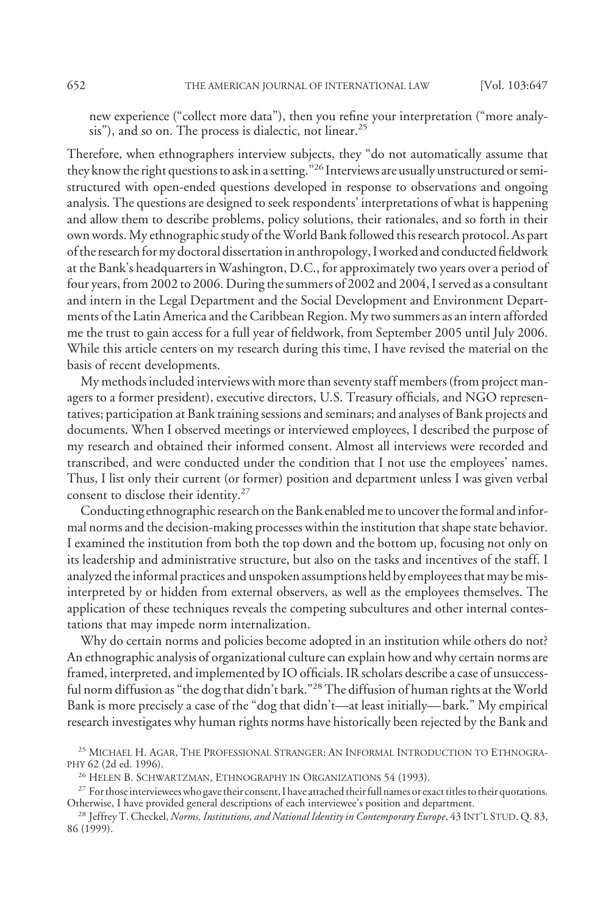new experience ("collect more data"), then you refine your interpretation ("more analysis"), and so on. The process is dialectic, not linear.[25]

Therefore, when ethnographers interview subjects, they "do not automatically assume that they know the right questions to ask in a setting."[26] Interviews are usually unstructured or semistructured with open-ended questions developed in response to observations and ongoing analysis. The questions are designed to seek respondents' interpretations of what is happening and allow them to describe problems, policy solutions, their rationales, and so forth in their own words. My ethnographic study of the World Bank followed this research protocol. As part of the research for my doctoral dissertation in anthropology, I worked and conducted fieldwork at the Bank's headquarters in Washington, D.C., for approximately two years over a period of four years, from 2002 to 2006. During the summers of 2002 and 2004, I served as a consultant and intern in the Legal Department and the Social Development and Environment Departments of the Latin America and the Caribbean Region. My two summers as an intern afforded me the trust to gain access for a full year of fieldwork, from September 2005 until July 2006. While this article centers on my research during this time, I have revised the material on the basis of recent developments.

My methods included interviews with more than seventy staff members (from project managers to a former president), executive directors, U.S. Treasury officials, and NGO representatives; participation at Bank training sessions and seminars; and analyses of Bank projects and documents. When I observed meetings or interviewed employees, I described the purpose of my research and obtained their informed consent. Almost all interviews were recorded and transcribed, and were conducted under the condition that I not use the employees' names. Thus, I list only their current (or former) position and department unless I was given verbal consent to disclose their identity.[27]

Conducting ethnographic research on the Bank enabled me to uncover the formal and informal norms and the decision-making processes within the institution that shape state behavior. I examined the institution from both the top down and the bottom up, focusing not only on its leadership and administrative structure, but also on the tasks and incentives of the staff. I analyzed the informal practices and unspoken assumptions held by employees that may be misinterpreted by or hidden from external observers, as well as the employees themselves. The application of these techniques reveals the competing subcultures and other internal contestations that may impede norm internalization.

Why do certain norms and policies become adopted in an institution while others do not? An ethnographic analysis of organizational culture can explain how and why certain norms are framed, interpreted, and implemented by IO officials. IR scholars describe a case of unsuccessful norm diffusion as "the dog that didn't bark."[28] The diffusion of human rights at the World Bank is more precisely a case of the "dog that didn't—at least initially—bark." My empirical research investigates why human rights norms have historically been rejected by the Bank and

[25] MICHAEL H. AGAR, THE PROFESSIONAL STRANGER: AN INFORMAL INTRODUCTION TO ETHNOGRAPHY 62 (2d ed. 1996).

[26] HELEN B. SCHWARTZMAN, ETHNOGRAPHY IN ORGANIZATIONS 54 (1993).

[27] For those interviewees who gave their consent, I have attached their full names or exact titles to their quotations. Otherwise, I have provided general descriptions of each interviewee's position and department.

[28] Jeffrey T. Checkel, *Norms, Institutions, and National Identity in Contemporary Europe*, 43 INT'L STUD. Q. 83, 86 (1999).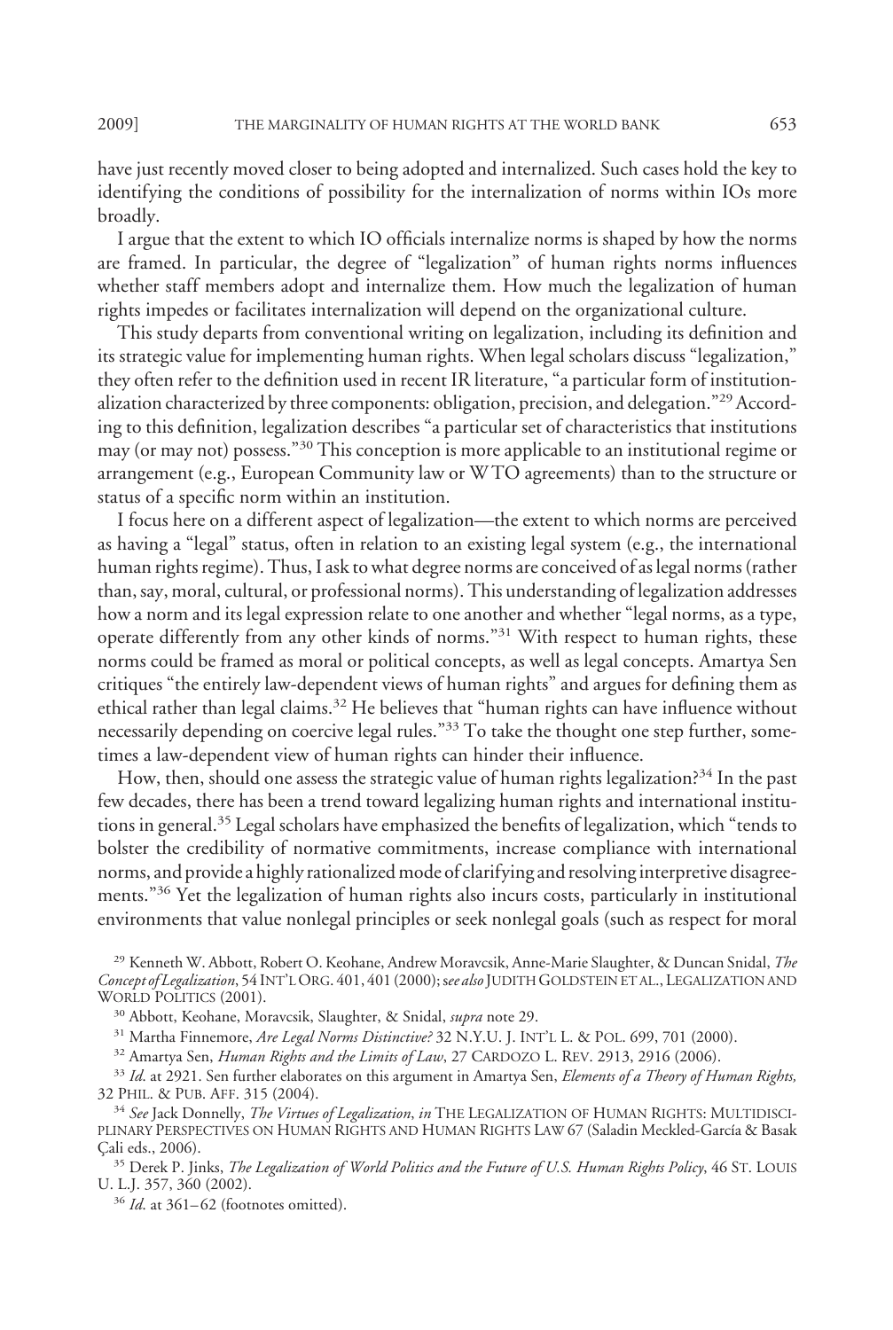have just recently moved closer to being adopted and internalized. Such cases hold the key to identifying the conditions of possibility for the internalization of norms within IOs more broadly.

I argue that the extent to which IO officials internalize norms is shaped by how the norms are framed. In particular, the degree of "legalization" of human rights norms influences whether staff members adopt and internalize them. How much the legalization of human rights impedes or facilitates internalization will depend on the organizational culture.

This study departs from conventional writing on legalization, including its definition and its strategic value for implementing human rights. When legal scholars discuss "legalization," they often refer to the definition used in recent IR literature, "a particular form of institutionalization characterized by three components: obligation, precision, and delegation."[29] According to this definition, legalization describes "a particular set of characteristics that institutions may (or may not) possess."[30] This conception is more applicable to an institutional regime or arrangement (e.g., European Community law or WTO agreements) than to the structure or status of a specific norm within an institution.

I focus here on a different aspect of legalization—the extent to which norms are perceived as having a "legal" status, often in relation to an existing legal system (e.g., the international human rights regime). Thus, I ask to what degree norms are conceived of as legal norms (rather than, say, moral, cultural, or professional norms). This understanding of legalization addresses how a norm and its legal expression relate to one another and whether "legal norms, as a type, operate differently from any other kinds of norms."[31] With respect to human rights, these norms could be framed as moral or political concepts, as well as legal concepts. Amartya Sen critiques "the entirely law-dependent views of human rights" and argues for defining them as ethical rather than legal claims.[32] He believes that "human rights can have influence without necessarily depending on coercive legal rules."[33] To take the thought one step further, sometimes a law-dependent view of human rights can hinder their influence.

How, then, should one assess the strategic value of human rights legalization?[34] In the past few decades, there has been a trend toward legalizing human rights and international institutions in general.[35] Legal scholars have emphasized the benefits of legalization, which "tends to bolster the credibility of normative commitments, increase compliance with international norms, and provide a highly rationalized mode of clarifying and resolving interpretive disagreements."[36] Yet the legalization of human rights also incurs costs, particularly in institutional environments that value nonlegal principles or seek nonlegal goals (such as respect for moral

[29] Kenneth W. Abbott, Robert O. Keohane, Andrew Moravcsik, Anne-Marie Slaughter, & Duncan Snidal, *The Concept of Legalization*, 54 INT'L ORG. 401, 401 (2000); *see also* JUDITH GOLDSTEIN ET AL., LEGALIZATION AND WORLD POLITICS (2001).

[30] Abbott, Keohane, Moravcsik, Slaughter, & Snidal, *supra* note 29.

[31] Martha Finnemore, *Are Legal Norms Distinctive?* 32 N.Y.U. J. INT'L L. & POL. 699, 701 (2000).

[32] Amartya Sen, *Human Rights and the Limits of Law*, 27 CARDOZO L. REV. 2913, 2916 (2006).

[33] *Id.* at 2921. Sen further elaborates on this argument in Amartya Sen, *Elements of a Theory of Human Rights,* 32 PHIL. & PUB. AFF. 315 (2004).

[34] *See* Jack Donnelly, *The Virtues of Legalization*, *in* THE LEGALIZATION OF HUMAN RIGHTS: MULTIDISCIPLINARY PERSPECTIVES ON HUMAN RIGHTS AND HUMAN RIGHTS LAW 67 (Saladin Meckled-García & Basak Çali eds., 2006).

[35] Derek P. Jinks, *The Legalization of World Politics and the Future of U.S. Human Rights Policy*, 46 ST. LOUIS U. L.J. 357, 360 (2002).

[36] *Id.* at 361–62 (footnotes omitted).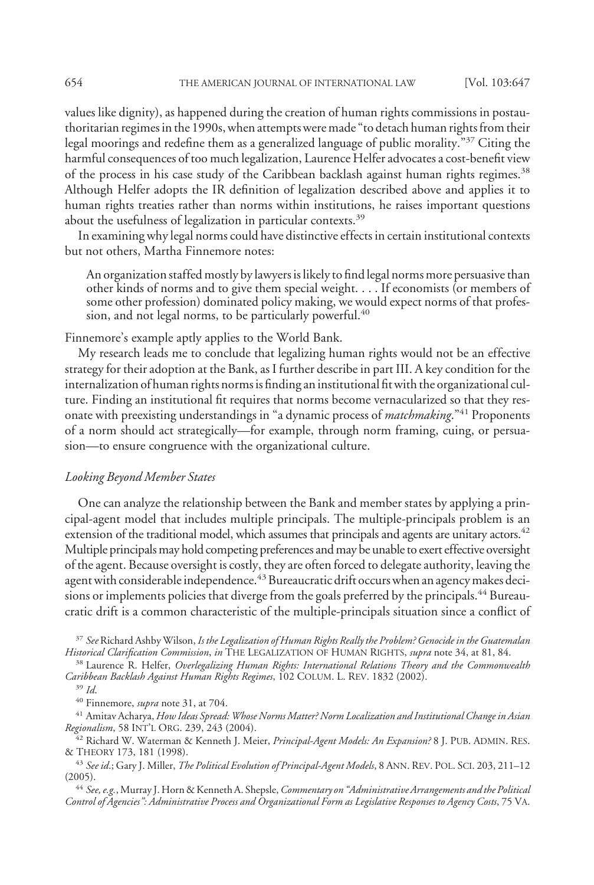values like dignity), as happened during the creation of human rights commissions in postauthoritarian regimes in the 1990s, when attempts were made "to detach human rights from their legal moorings and redefine them as a generalized language of public morality."[37] Citing the harmful consequences of too much legalization, Laurence Helfer advocates a cost-benefit view of the process in his case study of the Caribbean backlash against human rights regimes.[38] Although Helfer adopts the IR definition of legalization described above and applies it to human rights treaties rather than norms within institutions, he raises important questions about the usefulness of legalization in particular contexts.[39]

In examining why legal norms could have distinctive effects in certain institutional contexts but not others, Martha Finnemore notes:

> An organization staffed mostly by lawyers is likely to find legal norms more persuasive than other kinds of norms and to give them special weight. . . . If economists (or members of some other profession) dominated policy making, we would expect norms of that profession, and not legal norms, to be particularly powerful.[40]

Finnemore's example aptly applies to the World Bank.

My research leads me to conclude that legalizing human rights would not be an effective strategy for their adoption at the Bank, as I further describe in part III. A key condition for the internalization of human rights norms is finding an institutional fit with the organizational culture. Finding an institutional fit requires that norms become vernacularized so that they resonate with preexisting understandings in "a dynamic process of *matchmaking*."[41] Proponents of a norm should act strategically—for example, through norm framing, cuing, or persuasion—to ensure congruence with the organizational culture.

### *Looking Beyond Member States*

One can analyze the relationship between the Bank and member states by applying a principal-agent model that includes multiple principals. The multiple-principals problem is an extension of the traditional model, which assumes that principals and agents are unitary actors.[42] Multiple principals may hold competing preferences and may be unable to exert effective oversight of the agent. Because oversight is costly, they are often forced to delegate authority, leaving the agent with considerable independence.[43] Bureaucratic drift occurs when an agency makes decisions or implements policies that diverge from the goals preferred by the principals.[44] Bureaucratic drift is a common characteristic of the multiple-principals situation since a conflict of

---

[37] *See* Richard Ashby Wilson, *Is the Legalization of Human Rights Really the Problem? Genocide in the Guatemalan Historical Clarification Commission*, *in* THE LEGALIZATION OF HUMAN RIGHTS, *supra* note 34, at 81, 84.

[38] Laurence R. Helfer, *Overlegalizing Human Rights: International Relations Theory and the Commonwealth Caribbean Backlash Against Human Rights Regimes*, 102 COLUM. L. REV. 1832 (2002).

[39] *Id.*

[40] Finnemore, *supra* note 31, at 704.

[41] Amitav Acharya, *How Ideas Spread: Whose Norms Matter? Norm Localization and Institutional Change in Asian Regionalism*, 58 INT'L ORG. 239, 243 (2004).

[42] Richard W. Waterman & Kenneth J. Meier, *Principal-Agent Models: An Expansion?* 8 J. PUB. ADMIN. RES. & THEORY 173, 181 (1998).

[43] *See id.*; Gary J. Miller, *The Political Evolution of Principal-Agent Models*, 8 ANN. REV. POL. SCI. 203, 211–12 (2005).

[44] *See, e.g.*, Murray J. Horn & Kenneth A. Shepsle, *Commentary on "Administrative Arrangements and the Political Control of Agencies": Administrative Process and Organizational Form as Legislative Responses to Agency Costs*, 75 VA.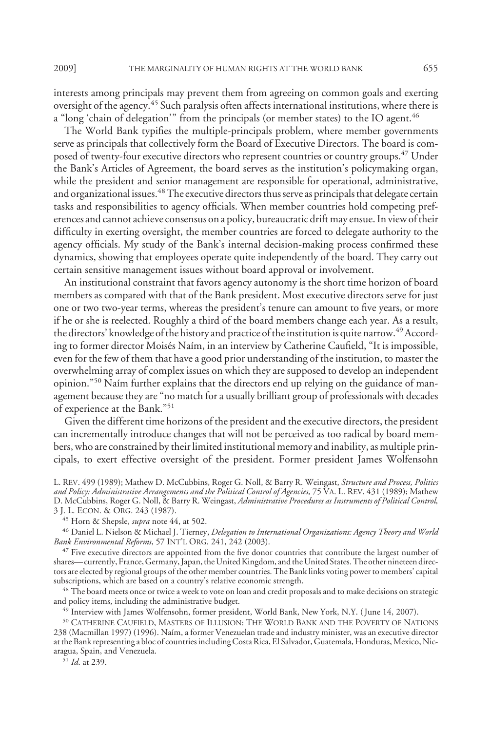interests among principals may prevent them from agreeing on common goals and exerting oversight of the agency.[45] Such paralysis often affects international institutions, where there is a "long 'chain of delegation'" from the principals (or member states) to the IO agent.[46]

The World Bank typifies the multiple-principals problem, where member governments serve as principals that collectively form the Board of Executive Directors. The board is composed of twenty-four executive directors who represent countries or country groups.[47] Under the Bank's Articles of Agreement, the board serves as the institution's policymaking organ, while the president and senior management are responsible for operational, administrative, and organizational issues.[48] The executive directors thus serve as principals that delegate certain tasks and responsibilities to agency officials. When member countries hold competing preferences and cannot achieve consensus on a policy, bureaucratic drift may ensue. In view of their difficulty in exerting oversight, the member countries are forced to delegate authority to the agency officials. My study of the Bank's internal decision-making process confirmed these dynamics, showing that employees operate quite independently of the board. They carry out certain sensitive management issues without board approval or involvement.

An institutional constraint that favors agency autonomy is the short time horizon of board members as compared with that of the Bank president. Most executive directors serve for just one or two two-year terms, whereas the president's tenure can amount to five years, or more if he or she is reelected. Roughly a third of the board members change each year. As a result, the directors' knowledge of the history and practice of the institution is quite narrow.[49] According to former director Moisés Naím, in an interview by Catherine Caufield, "It is impossible, even for the few of them that have a good prior understanding of the institution, to master the overwhelming array of complex issues on which they are supposed to develop an independent opinion."[50] Naím further explains that the directors end up relying on the guidance of management because they are "no match for a usually brilliant group of professionals with decades of experience at the Bank."[51]

Given the different time horizons of the president and the executive directors, the president can incrementally introduce changes that will not be perceived as too radical by board members, who are constrained by their limited institutional memory and inability, as multiple principals, to exert effective oversight of the president. Former president James Wolfensohn

L. REV. 499 (1989); Mathew D. McCubbins, Roger G. Noll, & Barry R. Weingast, *Structure and Process, Politics and Policy: Administrative Arrangements and the Political Control of Agencies,* 75 VA. L. REV. 431 (1989); Mathew D. McCubbins, Roger G. Noll, & Barry R. Weingast, *Administrative Procedures as Instruments of Political Control,* 3 J. L. ECON. & ORG. 243 (1987).

[45] Horn & Shepsle, *supra* note 44, at 502.

[46] Daniel L. Nielson & Michael J. Tierney, *Delegation to International Organizations: Agency Theory and World Bank Environmental Reforms*, 57 INT'L ORG. 241, 242 (2003).

[47] Five executive directors are appointed from the five donor countries that contribute the largest number of shares—currently, France, Germany, Japan, the United Kingdom, and the United States. The other nineteen directors are elected by regional groups of the other member countries. The Bank links voting power to members' capital subscriptions, which are based on a country's relative economic strength.

[48] The board meets once or twice a week to vote on loan and credit proposals and to make decisions on strategic and policy items, including the administrative budget.

[49] Interview with James Wolfensohn, former president, World Bank, New York, N.Y. (June 14, 2007).

[50] CATHERINE CAUFIELD, MASTERS OF ILLUSION: THE WORLD BANK AND THE POVERTY OF NATIONS 238 (Macmillan 1997) (1996). Naím, a former Venezuelan trade and industry minister, was an executive director at the Bank representing a bloc of countries including Costa Rica, El Salvador, Guatemala, Honduras, Mexico, Nicaragua, Spain, and Venezuela.

[51] *Id*. at 239.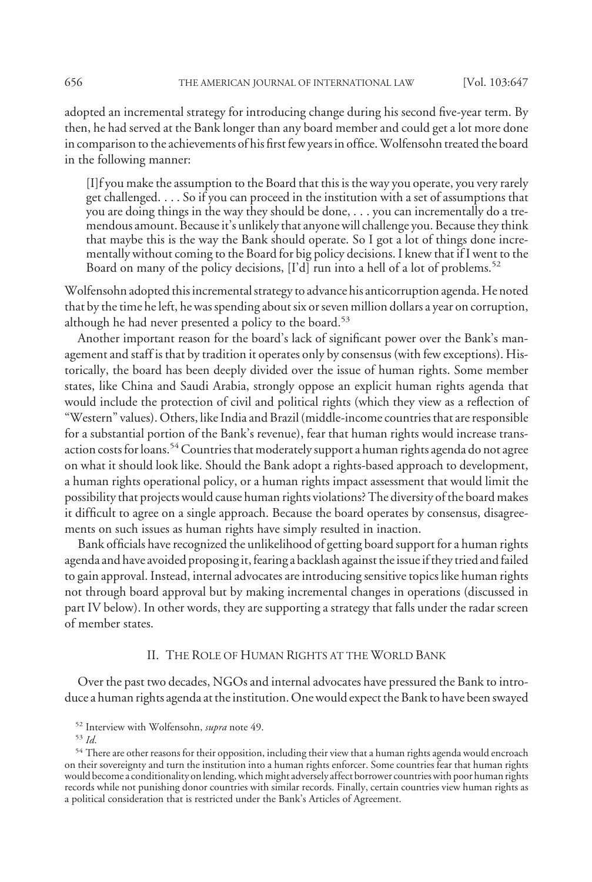adopted an incremental strategy for introducing change during his second five-year term. By then, he had served at the Bank longer than any board member and could get a lot more done in comparison to the achievements of his first few years in office. Wolfensohn treated the board in the following manner:

> [I]f you make the assumption to the Board that this is the way you operate, you very rarely get challenged. . . . So if you can proceed in the institution with a set of assumptions that you are doing things in the way they should be done, . . . you can incrementally do a tremendous amount. Because it's unlikely that anyone will challenge you. Because they think that maybe this is the way the Bank should operate. So I got a lot of things done incrementally without coming to the Board for big policy decisions. I knew that if I went to the Board on many of the policy decisions, [I'd] run into a hell of a lot of problems.[52]

Wolfensohn adopted this incremental strategy to advance his anticorruption agenda. He noted that by the time he left, he was spending about six or seven million dollars a year on corruption, although he had never presented a policy to the board.[53]

Another important reason for the board's lack of significant power over the Bank's management and staff is that by tradition it operates only by consensus (with few exceptions). Historically, the board has been deeply divided over the issue of human rights. Some member states, like China and Saudi Arabia, strongly oppose an explicit human rights agenda that would include the protection of civil and political rights (which they view as a reflection of "Western" values). Others, like India and Brazil (middle-income countries that are responsible for a substantial portion of the Bank's revenue), fear that human rights would increase transaction costs for loans.[54] Countries that moderately support a human rights agenda do not agree on what it should look like. Should the Bank adopt a rights-based approach to development, a human rights operational policy, or a human rights impact assessment that would limit the possibility that projects would cause human rights violations? The diversity of the board makes it difficult to agree on a single approach. Because the board operates by consensus, disagreements on such issues as human rights have simply resulted in inaction.

Bank officials have recognized the unlikelihood of getting board support for a human rights agenda and have avoided proposing it, fearing a backlash against the issue if they tried and failed to gain approval. Instead, internal advocates are introducing sensitive topics like human rights not through board approval but by making incremental changes in operations (discussed in part IV below). In other words, they are supporting a strategy that falls under the radar screen of member states.

## II. The Role of Human Rights at the World Bank

Over the past two decades, NGOs and internal advocates have pressured the Bank to introduce a human rights agenda at the institution. One would expect the Bank to have been swayed

---

[52] Interview with Wolfensohn, *supra* note 49.

[53] *Id.*

[54] There are other reasons for their opposition, including their view that a human rights agenda would encroach on their sovereignty and turn the institution into a human rights enforcer. Some countries fear that human rights would become a conditionality on lending, which might adversely affect borrower countries with poor human rights records while not punishing donor countries with similar records. Finally, certain countries view human rights as a political consideration that is restricted under the Bank's Articles of Agreement.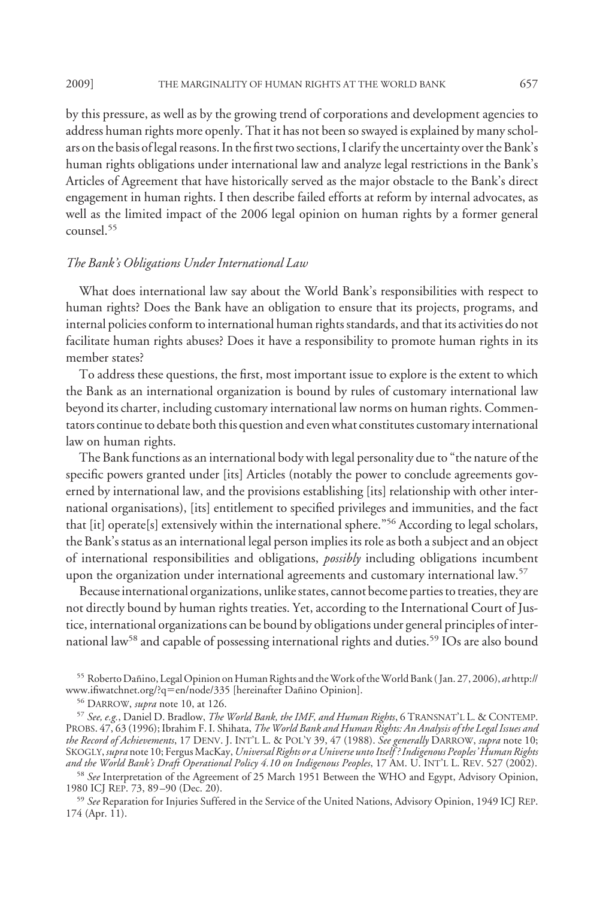by this pressure, as well as by the growing trend of corporations and development agencies to address human rights more openly. That it has not been so swayed is explained by many scholars on the basis of legal reasons. In the first two sections, I clarify the uncertainty over the Bank's human rights obligations under international law and analyze legal restrictions in the Bank's Articles of Agreement that have historically served as the major obstacle to the Bank's direct engagement in human rights. I then describe failed efforts at reform by internal advocates, as well as the limited impact of the 2006 legal opinion on human rights by a former general counsel.[55]

### *The Bank's Obligations Under International Law*

What does international law say about the World Bank's responsibilities with respect to human rights? Does the Bank have an obligation to ensure that its projects, programs, and internal policies conform to international human rights standards, and that its activities do not facilitate human rights abuses? Does it have a responsibility to promote human rights in its member states?

To address these questions, the first, most important issue to explore is the extent to which the Bank as an international organization is bound by rules of customary international law beyond its charter, including customary international law norms on human rights. Commentators continue to debate both this question and even what constitutes customary international law on human rights.

The Bank functions as an international body with legal personality due to "the nature of the specific powers granted under [its] Articles (notably the power to conclude agreements governed by international law, and the provisions establishing [its] relationship with other international organisations), [its] entitlement to specified privileges and immunities, and the fact that [it] operate[s] extensively within the international sphere."[56] According to legal scholars, the Bank's status as an international legal person implies its role as both a subject and an object of international responsibilities and obligations, *possibly* including obligations incumbent upon the organization under international agreements and customary international law.[57]

Because international organizations, unlike states, cannot become parties to treaties, they are not directly bound by human rights treaties. Yet, according to the International Court of Justice, international organizations can be bound by obligations under general principles of international law[58] and capable of possessing international rights and duties.[59] IOs are also bound

---

[55] Roberto Dañino, Legal Opinion on Human Rights and the Work of the World Bank (Jan. 27, 2006), *at* http://www.ifiwatchnet.org/?q=en/node/335 [hereinafter Dañino Opinion].

[56] DARROW, *supra* note 10, at 126.

[57] *See, e.g.*, Daniel D. Bradlow, *The World Bank, the IMF, and Human Rights*, 6 TRANSNAT'L L. & CONTEMP. PROBS. 47, 63 (1996); Ibrahim F. I. Shihata, *The World Bank and Human Rights: An Analysis of the Legal Issues and the Record of Achievements*, 17 DENV. J. INT'L L. & POL'Y 39, 47 (1988). *See generally* DARROW, *supra* note 10; SKOGLY, *supra* note 10; Fergus MacKay, *Universal Rights or a Universe unto Itself? Indigenous Peoples' Human Rights and the World Bank's Draft Operational Policy 4.10 on Indigenous Peoples*, 17 AM. U. INT'L L. REV. 527 (2002).

[58] *See* Interpretation of the Agreement of 25 March 1951 Between the WHO and Egypt, Advisory Opinion, 1980 ICJ REP. 73, 89–90 (Dec. 20).

[59] *See* Reparation for Injuries Suffered in the Service of the United Nations, Advisory Opinion, 1949 ICJ REP. 174 (Apr. 11).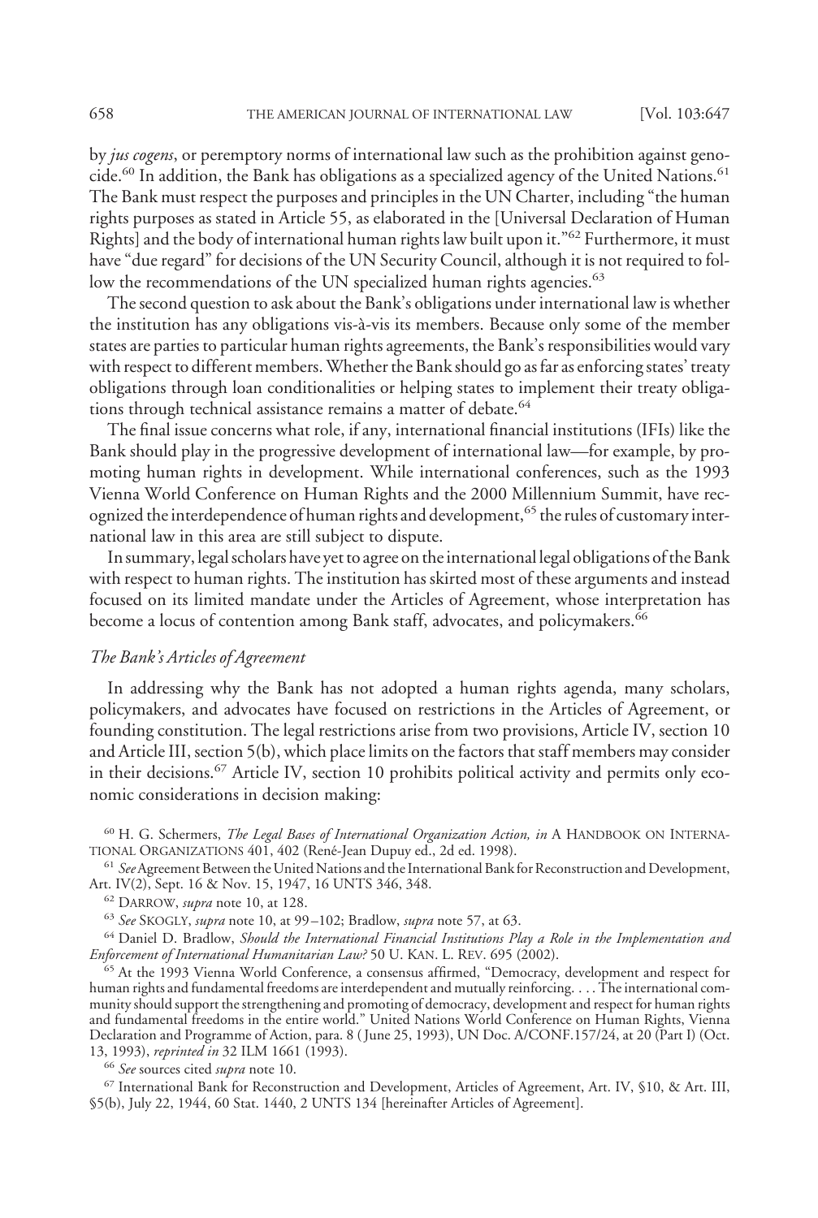by *jus cogens*, or peremptory norms of international law such as the prohibition against genocide.[60] In addition, the Bank has obligations as a specialized agency of the United Nations.[61] The Bank must respect the purposes and principles in the UN Charter, including "the human rights purposes as stated in Article 55, as elaborated in the [Universal Declaration of Human Rights] and the body of international human rights law built upon it."[62] Furthermore, it must have "due regard" for decisions of the UN Security Council, although it is not required to follow the recommendations of the UN specialized human rights agencies.[63]

The second question to ask about the Bank's obligations under international law is whether the institution has any obligations vis-à-vis its members. Because only some of the member states are parties to particular human rights agreements, the Bank's responsibilities would vary with respect to different members. Whether the Bank should go as far as enforcing states' treaty obligations through loan conditionalities or helping states to implement their treaty obligations through technical assistance remains a matter of debate.[64]

The final issue concerns what role, if any, international financial institutions (IFIs) like the Bank should play in the progressive development of international law—for example, by promoting human rights in development. While international conferences, such as the 1993 Vienna World Conference on Human Rights and the 2000 Millennium Summit, have recognized the interdependence of human rights and development,[65] the rules of customary international law in this area are still subject to dispute.

In summary, legal scholars have yet to agree on the international legal obligations of the Bank with respect to human rights. The institution has skirted most of these arguments and instead focused on its limited mandate under the Articles of Agreement, whose interpretation has become a locus of contention among Bank staff, advocates, and policymakers.[66]

### *The Bank's Articles of Agreement*

In addressing why the Bank has not adopted a human rights agenda, many scholars, policymakers, and advocates have focused on restrictions in the Articles of Agreement, or founding constitution. The legal restrictions arise from two provisions, Article IV, section 10 and Article III, section 5(b), which place limits on the factors that staff members may consider in their decisions.[67] Article IV, section 10 prohibits political activity and permits only economic considerations in decision making:

---

[60] H. G. Schermers, *The Legal Bases of International Organization Action*, *in* A HANDBOOK ON INTERNATIONAL ORGANIZATIONS 401, 402 (René-Jean Dupuy ed., 2d ed. 1998).

[61] *See* Agreement Between the United Nations and the International Bank for Reconstruction and Development, Art. IV(2), Sept. 16 & Nov. 15, 1947, 16 UNTS 346, 348.

[62] DARROW, *supra* note 10, at 128.

[63] *See* SKOGLY, *supra* note 10, at 99–102; Bradlow, *supra* note 57, at 63.

[64] Daniel D. Bradlow, *Should the International Financial Institutions Play a Role in the Implementation and Enforcement of International Humanitarian Law?* 50 U. KAN. L. REV. 695 (2002).

[65] At the 1993 Vienna World Conference, a consensus affirmed, "Democracy, development and respect for human rights and fundamental freedoms are interdependent and mutually reinforcing. . . . The international community should support the strengthening and promoting of democracy, development and respect for human rights and fundamental freedoms in the entire world." United Nations World Conference on Human Rights, Vienna Declaration and Programme of Action, para. 8 (June 25, 1993), UN Doc. A/CONF.157/24, at 20 (Part I) (Oct. 13, 1993), *reprinted in* 32 ILM 1661 (1993).

[66] *See* sources cited *supra* note 10.

[67] International Bank for Reconstruction and Development, Articles of Agreement, Art. IV, §10, & Art. III, §5(b), July 22, 1944, 60 Stat. 1440, 2 UNTS 134 [hereinafter Articles of Agreement].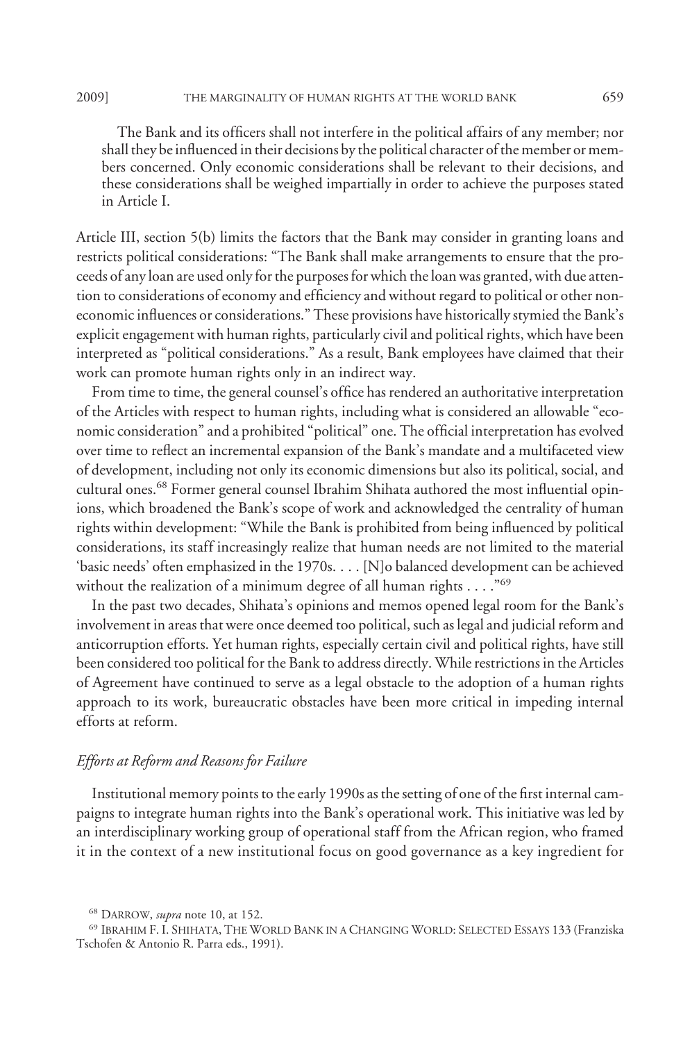> The Bank and its officers shall not interfere in the political affairs of any member; nor shall they be influenced in their decisions by the political character of the member or members concerned. Only economic considerations shall be relevant to their decisions, and these considerations shall be weighed impartially in order to achieve the purposes stated in Article I.

Article III, section 5(b) limits the factors that the Bank may consider in granting loans and restricts political considerations: "The Bank shall make arrangements to ensure that the proceeds of any loan are used only for the purposes for which the loan was granted, with due attention to considerations of economy and efficiency and without regard to political or other non-economic influences or considerations." These provisions have historically stymied the Bank's explicit engagement with human rights, particularly civil and political rights, which have been interpreted as "political considerations." As a result, Bank employees have claimed that their work can promote human rights only in an indirect way.

From time to time, the general counsel's office has rendered an authoritative interpretation of the Articles with respect to human rights, including what is considered an allowable "economic consideration" and a prohibited "political" one. The official interpretation has evolved over time to reflect an incremental expansion of the Bank's mandate and a multifaceted view of development, including not only its economic dimensions but also its political, social, and cultural ones.[68] Former general counsel Ibrahim Shihata authored the most influential opinions, which broadened the Bank's scope of work and acknowledged the centrality of human rights within development: "While the Bank is prohibited from being influenced by political considerations, its staff increasingly realize that human needs are not limited to the material 'basic needs' often emphasized in the 1970s. . . . [N]o balanced development can be achieved without the realization of a minimum degree of all human rights . . . ."[69]

In the past two decades, Shihata's opinions and memos opened legal room for the Bank's involvement in areas that were once deemed too political, such as legal and judicial reform and anticorruption efforts. Yet human rights, especially certain civil and political rights, have still been considered too political for the Bank to address directly. While restrictions in the Articles of Agreement have continued to serve as a legal obstacle to the adoption of a human rights approach to its work, bureaucratic obstacles have been more critical in impeding internal efforts at reform.

### *Efforts at Reform and Reasons for Failure*

Institutional memory points to the early 1990s as the setting of one of the first internal campaigns to integrate human rights into the Bank's operational work. This initiative was led by an interdisciplinary working group of operational staff from the African region, who framed it in the context of a new institutional focus on good governance as a key ingredient for

---

[68] DARROW, *supra* note 10, at 152.

[69] IBRAHIM F. I. SHIHATA, THE WORLD BANK IN A CHANGING WORLD: SELECTED ESSAYS 133 (Franziska Tschofen & Antonio R. Parra eds., 1991).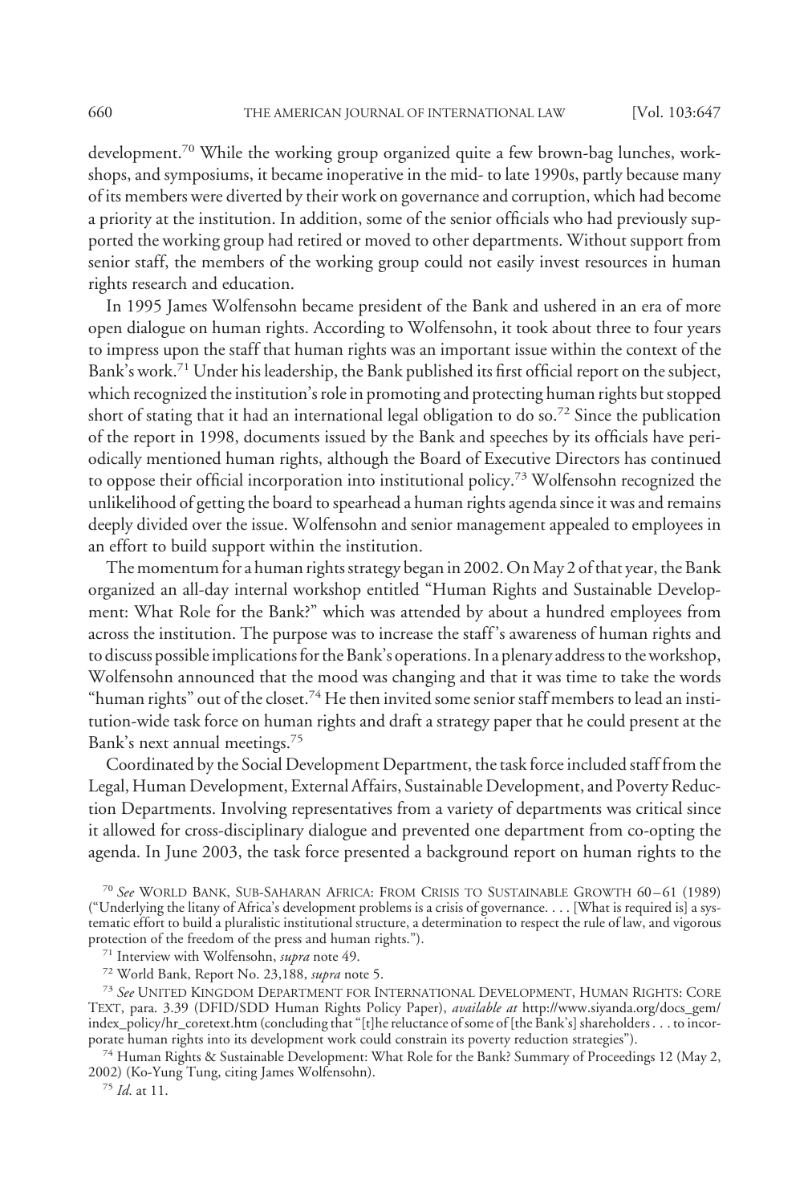development.[70] While the working group organized quite a few brown-bag lunches, workshops, and symposiums, it became inoperative in the mid- to late 1990s, partly because many of its members were diverted by their work on governance and corruption, which had become a priority at the institution. In addition, some of the senior officials who had previously supported the working group had retired or moved to other departments. Without support from senior staff, the members of the working group could not easily invest resources in human rights research and education.

In 1995 James Wolfensohn became president of the Bank and ushered in an era of more open dialogue on human rights. According to Wolfensohn, it took about three to four years to impress upon the staff that human rights was an important issue within the context of the Bank's work.[71] Under his leadership, the Bank published its first official report on the subject, which recognized the institution's role in promoting and protecting human rights but stopped short of stating that it had an international legal obligation to do so.[72] Since the publication of the report in 1998, documents issued by the Bank and speeches by its officials have periodically mentioned human rights, although the Board of Executive Directors has continued to oppose their official incorporation into institutional policy.[73] Wolfensohn recognized the unlikelihood of getting the board to spearhead a human rights agenda since it was and remains deeply divided over the issue. Wolfensohn and senior management appealed to employees in an effort to build support within the institution.

The momentum for a human rights strategy began in 2002. On May 2 of that year, the Bank organized an all-day internal workshop entitled "Human Rights and Sustainable Development: What Role for the Bank?" which was attended by about a hundred employees from across the institution. The purpose was to increase the staff's awareness of human rights and to discuss possible implications for the Bank's operations. In a plenary address to the workshop, Wolfensohn announced that the mood was changing and that it was time to take the words "human rights" out of the closet.[74] He then invited some senior staff members to lead an institution-wide task force on human rights and draft a strategy paper that he could present at the Bank's next annual meetings.[75]

Coordinated by the Social Development Department, the task force included staff from the Legal, Human Development, External Affairs, Sustainable Development, and Poverty Reduction Departments. Involving representatives from a variety of departments was critical since it allowed for cross-disciplinary dialogue and prevented one department from co-opting the agenda. In June 2003, the task force presented a background report on human rights to the

[70] *See* WORLD BANK, SUB-SAHARAN AFRICA: FROM CRISIS TO SUSTAINABLE GROWTH 60–61 (1989) ("Underlying the litany of Africa's development problems is a crisis of governance. . . . [What is required is] a systematic effort to build a pluralistic institutional structure, a determination to respect the rule of law, and vigorous protection of the freedom of the press and human rights.").

[71] Interview with Wolfensohn, *supra* note 49.

[72] World Bank, Report No. 23,188, *supra* note 5.

[73] *See* UNITED KINGDOM DEPARTMENT FOR INTERNATIONAL DEVELOPMENT, HUMAN RIGHTS: CORE TEXT, para. 3.39 (DFID/SDD Human Rights Policy Paper), *available at* http://www.siyanda.org/docs_gem/index_policy/hr_coretext.htm (concluding that "[t]he reluctance of some of [the Bank's] shareholders . . . to incorporate human rights into its development work could constrain its poverty reduction strategies").

[74] Human Rights & Sustainable Development: What Role for the Bank? Summary of Proceedings 12 (May 2, 2002) (Ko-Yung Tung, citing James Wolfensohn).

[75] *Id*. at 11.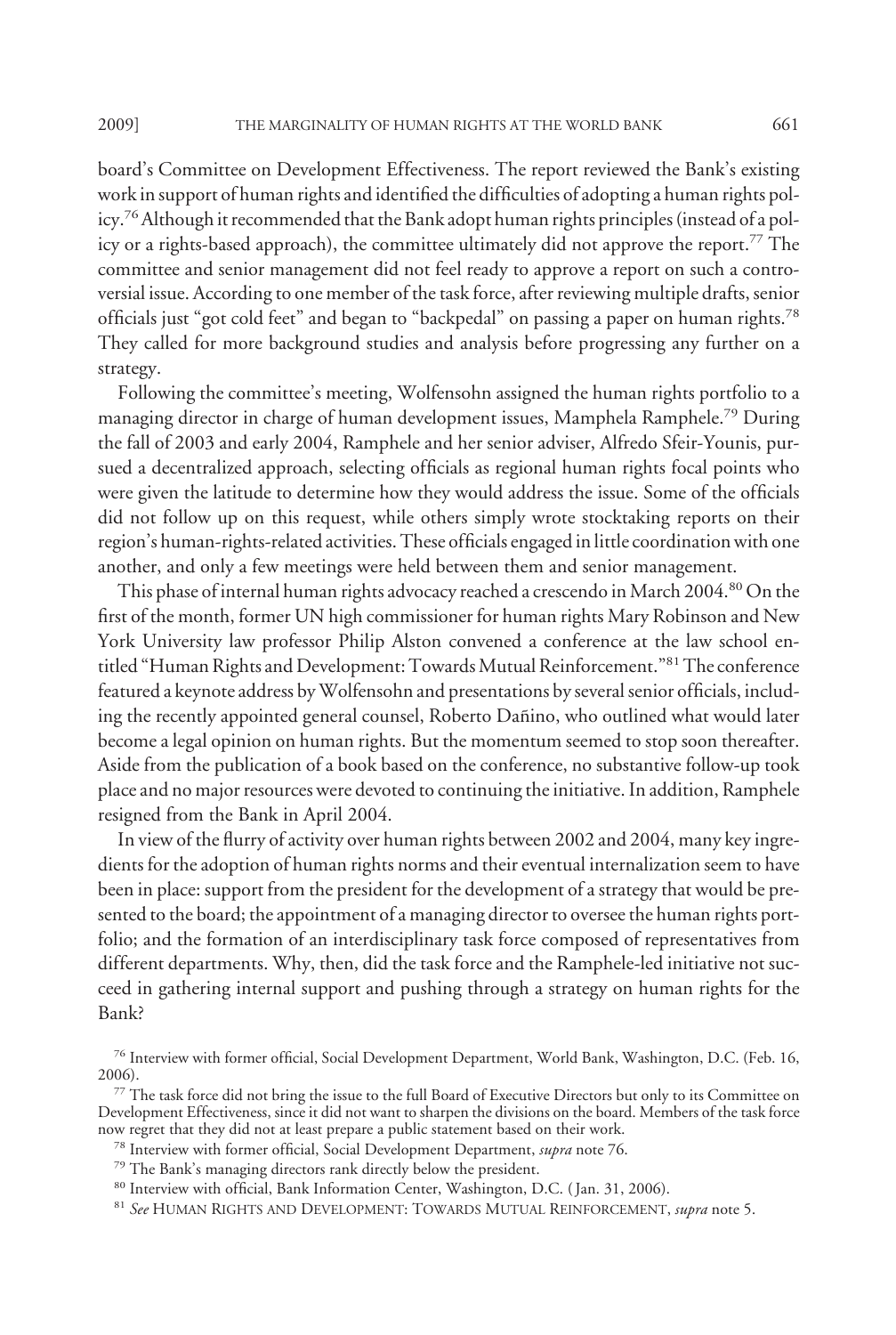board's Committee on Development Effectiveness. The report reviewed the Bank's existing work in support of human rights and identified the difficulties of adopting a human rights policy.[76] Although it recommended that the Bank adopt human rights principles (instead of a policy or a rights-based approach), the committee ultimately did not approve the report.[77] The committee and senior management did not feel ready to approve a report on such a controversial issue. According to one member of the task force, after reviewing multiple drafts, senior officials just "got cold feet" and began to "backpedal" on passing a paper on human rights.[78] They called for more background studies and analysis before progressing any further on a strategy.

Following the committee's meeting, Wolfensohn assigned the human rights portfolio to a managing director in charge of human development issues, Mamphela Ramphele.[79] During the fall of 2003 and early 2004, Ramphele and her senior adviser, Alfredo Sfeir-Younis, pursued a decentralized approach, selecting officials as regional human rights focal points who were given the latitude to determine how they would address the issue. Some of the officials did not follow up on this request, while others simply wrote stocktaking reports on their region's human-rights-related activities. These officials engaged in little coordination with one another, and only a few meetings were held between them and senior management.

This phase of internal human rights advocacy reached a crescendo in March 2004.[80] On the first of the month, former UN high commissioner for human rights Mary Robinson and New York University law professor Philip Alston convened a conference at the law school entitled "Human Rights and Development: Towards Mutual Reinforcement."[81] The conference featured a keynote address by Wolfensohn and presentations by several senior officials, including the recently appointed general counsel, Roberto Dañino, who outlined what would later become a legal opinion on human rights. But the momentum seemed to stop soon thereafter. Aside from the publication of a book based on the conference, no substantive follow-up took place and no major resources were devoted to continuing the initiative. In addition, Ramphele resigned from the Bank in April 2004.

In view of the flurry of activity over human rights between 2002 and 2004, many key ingredients for the adoption of human rights norms and their eventual internalization seem to have been in place: support from the president for the development of a strategy that would be presented to the board; the appointment of a managing director to oversee the human rights portfolio; and the formation of an interdisciplinary task force composed of representatives from different departments. Why, then, did the task force and the Ramphele-led initiative not succeed in gathering internal support and pushing through a strategy on human rights for the Bank?

[76] Interview with former official, Social Development Department, World Bank, Washington, D.C. (Feb. 16, 2006).

[77] The task force did not bring the issue to the full Board of Executive Directors but only to its Committee on Development Effectiveness, since it did not want to sharpen the divisions on the board. Members of the task force now regret that they did not at least prepare a public statement based on their work.

[78] Interview with former official, Social Development Department, *supra* note 76.

[79] The Bank's managing directors rank directly below the president.

[80] Interview with official, Bank Information Center, Washington, D.C. (Jan. 31, 2006).

[81] *See* HUMAN RIGHTS AND DEVELOPMENT: TOWARDS MUTUAL REINFORCEMENT, *supra* note 5.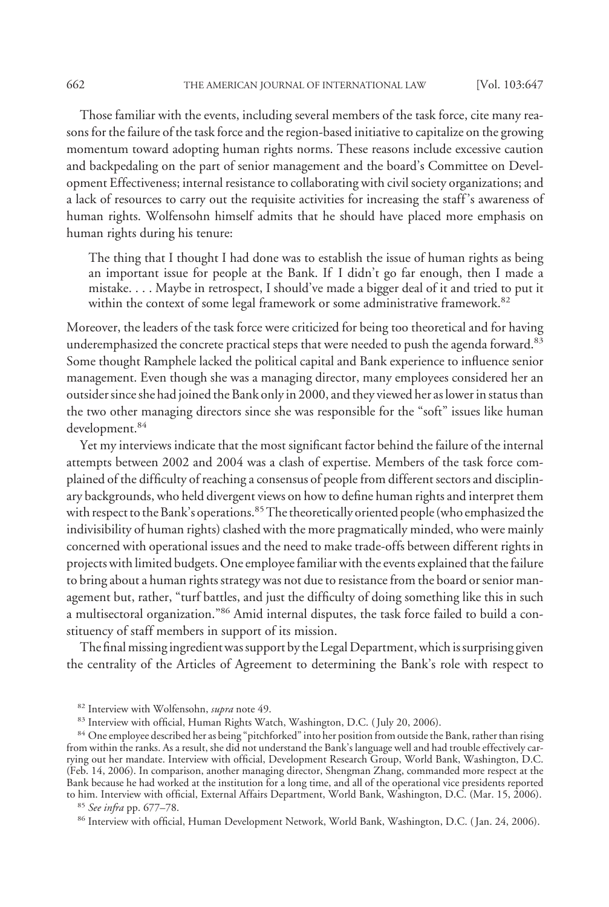Those familiar with the events, including several members of the task force, cite many reasons for the failure of the task force and the region-based initiative to capitalize on the growing momentum toward adopting human rights norms. These reasons include excessive caution and backpedaling on the part of senior management and the board's Committee on Development Effectiveness; internal resistance to collaborating with civil society organizations; and a lack of resources to carry out the requisite activities for increasing the staff's awareness of human rights. Wolfensohn himself admits that he should have placed more emphasis on human rights during his tenure:

> The thing that I thought I had done was to establish the issue of human rights as being an important issue for people at the Bank. If I didn't go far enough, then I made a mistake. . . . Maybe in retrospect, I should've made a bigger deal of it and tried to put it within the context of some legal framework or some administrative framework.[82]

Moreover, the leaders of the task force were criticized for being too theoretical and for having underemphasized the concrete practical steps that were needed to push the agenda forward.[83] Some thought Ramphele lacked the political capital and Bank experience to influence senior management. Even though she was a managing director, many employees considered her an outsider since she had joined the Bank only in 2000, and they viewed her as lower in status than the two other managing directors since she was responsible for the "soft" issues like human development.[84]

Yet my interviews indicate that the most significant factor behind the failure of the internal attempts between 2002 and 2004 was a clash of expertise. Members of the task force complained of the difficulty of reaching a consensus of people from different sectors and disciplinary backgrounds, who held divergent views on how to define human rights and interpret them with respect to the Bank's operations.[85] The theoretically oriented people (who emphasized the indivisibility of human rights) clashed with the more pragmatically minded, who were mainly concerned with operational issues and the need to make trade-offs between different rights in projects with limited budgets. One employee familiar with the events explained that the failure to bring about a human rights strategy was not due to resistance from the board or senior management but, rather, "turf battles, and just the difficulty of doing something like this in such a multisectoral organization."[86] Amid internal disputes, the task force failed to build a constituency of staff members in support of its mission.

The final missing ingredient was support by the Legal Department, which is surprising given the centrality of the Articles of Agreement to determining the Bank's role with respect to

---

[82] Interview with Wolfensohn, *supra* note 49.

[83] Interview with official, Human Rights Watch, Washington, D.C. (July 20, 2006).

[84] One employee described her as being "pitchforked" into her position from outside the Bank, rather than rising from within the ranks. As a result, she did not understand the Bank's language well and had trouble effectively carrying out her mandate. Interview with official, Development Research Group, World Bank, Washington, D.C. (Feb. 14, 2006). In comparison, another managing director, Shengman Zhang, commanded more respect at the Bank because he had worked at the institution for a long time, and all of the operational vice presidents reported to him. Interview with official, External Affairs Department, World Bank, Washington, D.C. (Mar. 15, 2006).

[85] *See infra* pp. 677–78.

[86] Interview with official, Human Development Network, World Bank, Washington, D.C. (Jan. 24, 2006).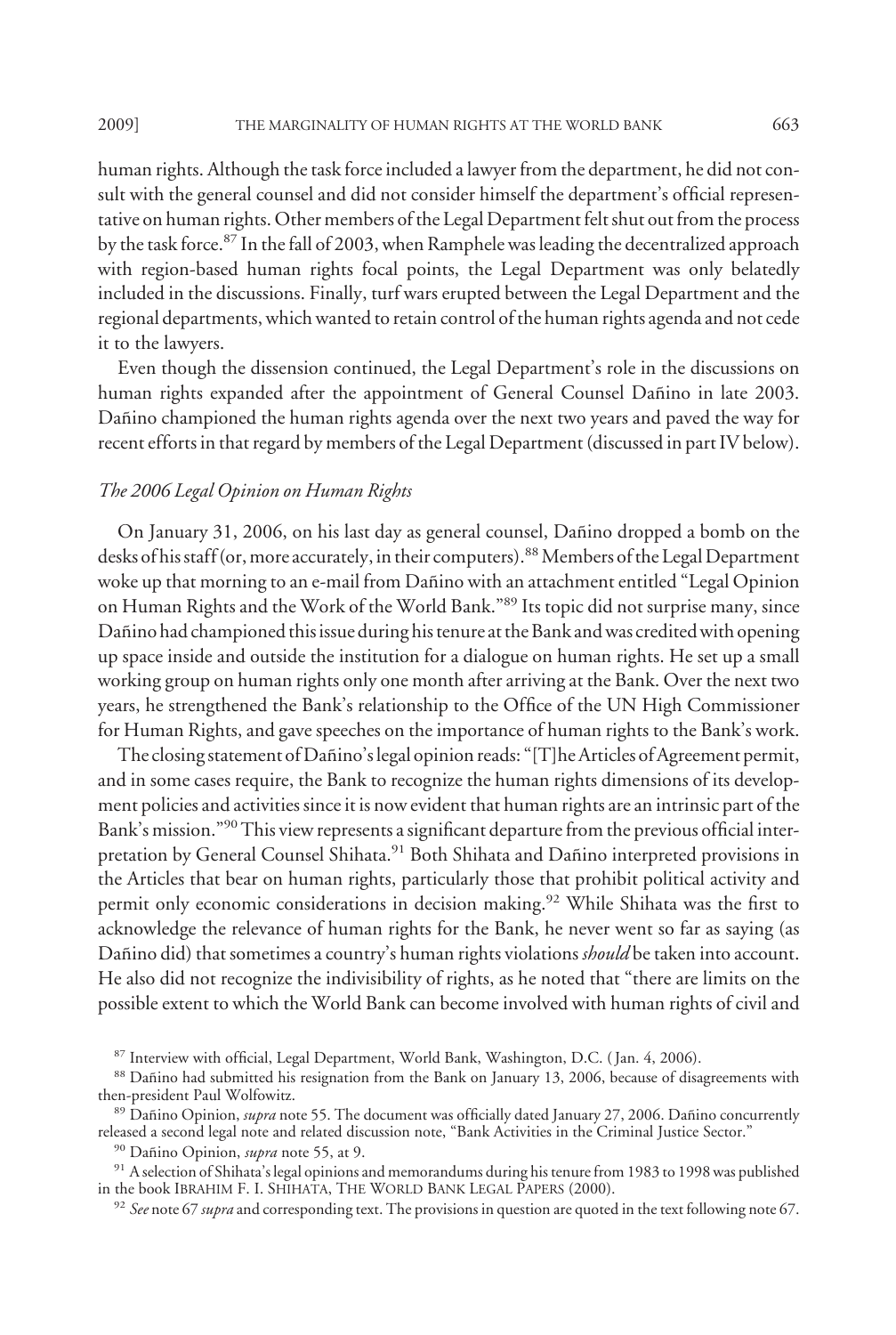human rights. Although the task force included a lawyer from the department, he did not consult with the general counsel and did not consider himself the department's official representative on human rights. Other members of the Legal Department felt shut out from the process by the task force.[87] In the fall of 2003, when Ramphele was leading the decentralized approach with region-based human rights focal points, the Legal Department was only belatedly included in the discussions. Finally, turf wars erupted between the Legal Department and the regional departments, which wanted to retain control of the human rights agenda and not cede it to the lawyers.

Even though the dissension continued, the Legal Department's role in the discussions on human rights expanded after the appointment of General Counsel Dañino in late 2003. Dañino championed the human rights agenda over the next two years and paved the way for recent efforts in that regard by members of the Legal Department (discussed in part IV below).

### *The 2006 Legal Opinion on Human Rights*

On January 31, 2006, on his last day as general counsel, Dañino dropped a bomb on the desks of his staff (or, more accurately, in their computers).[88] Members of the Legal Department woke up that morning to an e-mail from Dañino with an attachment entitled "Legal Opinion on Human Rights and the Work of the World Bank."[89] Its topic did not surprise many, since Dañino had championed this issue during his tenure at the Bank and was credited with opening up space inside and outside the institution for a dialogue on human rights. He set up a small working group on human rights only one month after arriving at the Bank. Over the next two years, he strengthened the Bank's relationship to the Office of the UN High Commissioner for Human Rights, and gave speeches on the importance of human rights to the Bank's work.

The closing statement of Dañino's legal opinion reads: "[T]he Articles of Agreement permit, and in some cases require, the Bank to recognize the human rights dimensions of its development policies and activities since it is now evident that human rights are an intrinsic part of the Bank's mission."[90] This view represents a significant departure from the previous official interpretation by General Counsel Shihata.[91] Both Shihata and Dañino interpreted provisions in the Articles that bear on human rights, particularly those that prohibit political activity and permit only economic considerations in decision making.[92] While Shihata was the first to acknowledge the relevance of human rights for the Bank, he never went so far as saying (as Dañino did) that sometimes a country's human rights violations *should* be taken into account. He also did not recognize the indivisibility of rights, as he noted that "there are limits on the possible extent to which the World Bank can become involved with human rights of civil and

[87] Interview with official, Legal Department, World Bank, Washington, D.C. (Jan. 4, 2006).

[88] Dañino had submitted his resignation from the Bank on January 13, 2006, because of disagreements with then-president Paul Wolfowitz.

[89] Dañino Opinion, *supra* note 55. The document was officially dated January 27, 2006. Dañino concurrently released a second legal note and related discussion note, "Bank Activities in the Criminal Justice Sector."

[90] Dañino Opinion, *supra* note 55, at 9.

[91] A selection of Shihata's legal opinions and memorandums during his tenure from 1983 to 1998 was published in the book IBRAHIM F. I. SHIHATA, THE WORLD BANK LEGAL PAPERS (2000).

[92] *See* note 67 *supra* and corresponding text. The provisions in question are quoted in the text following note 67.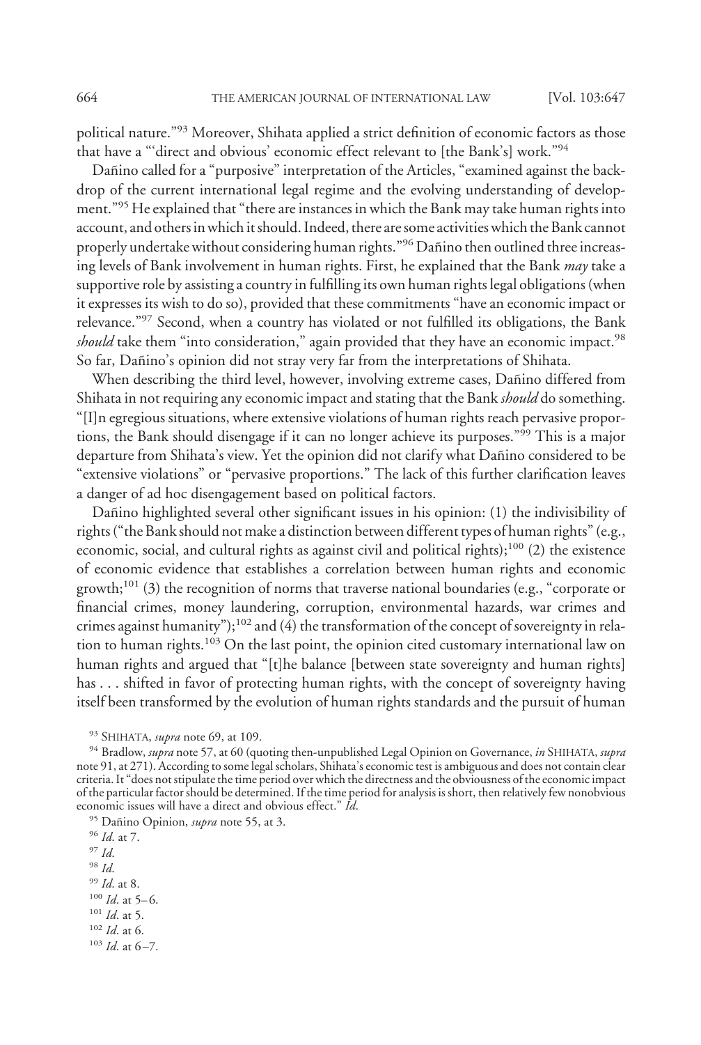political nature."[93] Moreover, Shihata applied a strict definition of economic factors as those that have a "'direct and obvious' economic effect relevant to [the Bank's] work."[94]

Dañino called for a "purposive" interpretation of the Articles, "examined against the backdrop of the current international legal regime and the evolving understanding of development."[95] He explained that "there are instances in which the Bank may take human rights into account, and others in which it should. Indeed, there are some activities which the Bank cannot properly undertake without considering human rights."[96] Dañino then outlined three increasing levels of Bank involvement in human rights. First, he explained that the Bank *may* take a supportive role by assisting a country in fulfilling its own human rights legal obligations (when it expresses its wish to do so), provided that these commitments "have an economic impact or relevance."[97] Second, when a country has violated or not fulfilled its obligations, the Bank *should* take them "into consideration," again provided that they have an economic impact.[98] So far, Dañino's opinion did not stray very far from the interpretations of Shihata.

When describing the third level, however, involving extreme cases, Dañino differed from Shihata in not requiring any economic impact and stating that the Bank *should* do something. "[I]n egregious situations, where extensive violations of human rights reach pervasive proportions, the Bank should disengage if it can no longer achieve its purposes."[99] This is a major departure from Shihata's view. Yet the opinion did not clarify what Dañino considered to be "extensive violations" or "pervasive proportions." The lack of this further clarification leaves a danger of ad hoc disengagement based on political factors.

Dañino highlighted several other significant issues in his opinion: (1) the indivisibility of rights ("the Bank should not make a distinction between different types of human rights" (e.g., economic, social, and cultural rights as against civil and political rights);[100] (2) the existence of economic evidence that establishes a correlation between human rights and economic growth;[101] (3) the recognition of norms that traverse national boundaries (e.g., "corporate or financial crimes, money laundering, corruption, environmental hazards, war crimes and crimes against humanity");[102] and (4) the transformation of the concept of sovereignty in relation to human rights.[103] On the last point, the opinion cited customary international law on human rights and argued that "[t]he balance [between state sovereignty and human rights] has . . . shifted in favor of protecting human rights, with the concept of sovereignty having itself been transformed by the evolution of human rights standards and the pursuit of human

---

[93] SHIHATA, *supra* note 69, at 109.

[94] Bradlow, *supra* note 57, at 60 (quoting then-unpublished Legal Opinion on Governance, *in* SHIHATA, *supra* note 91, at 271). According to some legal scholars, Shihata's economic test is ambiguous and does not contain clear criteria. It "does not stipulate the time period over which the directness and the obviousness of the economic impact of the particular factor should be determined. If the time period for analysis is short, then relatively few nonobvious economic issues will have a direct and obvious effect." *Id.*

[95] Dañino Opinion, *supra* note 55, at 3.

[96] *Id.* at 7.

[97] *Id.*

[98] *Id.*

[99] *Id.* at 8.

[100] *Id.* at 5–6.

[101] *Id.* at 5.

[102] *Id.* at 6.

[103] *Id.* at 6–7.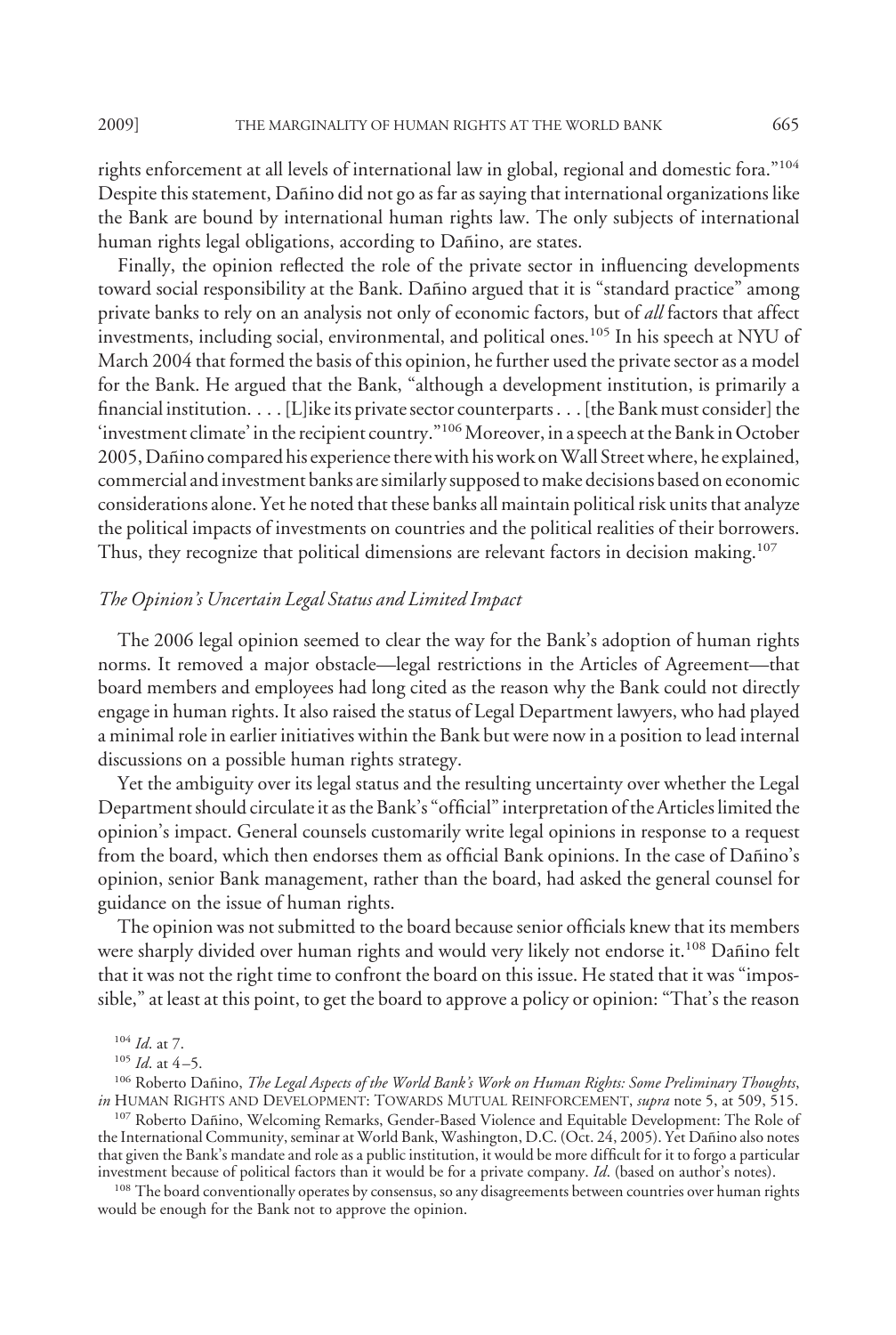rights enforcement at all levels of international law in global, regional and domestic fora."[104] Despite this statement, Dañino did not go as far as saying that international organizations like the Bank are bound by international human rights law. The only subjects of international human rights legal obligations, according to Dañino, are states.

Finally, the opinion reflected the role of the private sector in influencing developments toward social responsibility at the Bank. Dañino argued that it is "standard practice" among private banks to rely on an analysis not only of economic factors, but of *all* factors that affect investments, including social, environmental, and political ones.[105] In his speech at NYU of March 2004 that formed the basis of this opinion, he further used the private sector as a model for the Bank. He argued that the Bank, "although a development institution, is primarily a financial institution. . . . [L]ike its private sector counterparts . . . [the Bank must consider] the 'investment climate' in the recipient country."[106] Moreover, in a speech at the Bank in October 2005, Dañino compared his experience there with his work on Wall Street where, he explained, commercial and investment banks are similarly supposed to make decisions based on economic considerations alone. Yet he noted that these banks all maintain political risk units that analyze the political impacts of investments on countries and the political realities of their borrowers. Thus, they recognize that political dimensions are relevant factors in decision making.[107]

### *The Opinion's Uncertain Legal Status and Limited Impact*

The 2006 legal opinion seemed to clear the way for the Bank's adoption of human rights norms. It removed a major obstacle—legal restrictions in the Articles of Agreement—that board members and employees had long cited as the reason why the Bank could not directly engage in human rights. It also raised the status of Legal Department lawyers, who had played a minimal role in earlier initiatives within the Bank but were now in a position to lead internal discussions on a possible human rights strategy.

Yet the ambiguity over its legal status and the resulting uncertainty over whether the Legal Department should circulate it as the Bank's "official" interpretation of the Articles limited the opinion's impact. General counsels customarily write legal opinions in response to a request from the board, which then endorses them as official Bank opinions. In the case of Dañino's opinion, senior Bank management, rather than the board, had asked the general counsel for guidance on the issue of human rights.

The opinion was not submitted to the board because senior officials knew that its members were sharply divided over human rights and would very likely not endorse it.[108] Dañino felt that it was not the right time to confront the board on this issue. He stated that it was "impossible," at least at this point, to get the board to approve a policy or opinion: "That's the reason

[104] *Id.* at 7.

[105] *Id.* at 4–5.

[106] Roberto Dañino, *The Legal Aspects of the World Bank's Work on Human Rights: Some Preliminary Thoughts*, *in* HUMAN RIGHTS AND DEVELOPMENT: TOWARDS MUTUAL REINFORCEMENT, *supra* note 5, at 509, 515.

[107] Roberto Dañino, Welcoming Remarks, Gender-Based Violence and Equitable Development: The Role of the International Community, seminar at World Bank, Washington, D.C. (Oct. 24, 2005). Yet Dañino also notes that given the Bank's mandate and role as a public institution, it would be more difficult for it to forgo a particular investment because of political factors than it would be for a private company. *Id.* (based on author's notes).

[108] The board conventionally operates by consensus, so any disagreements between countries over human rights would be enough for the Bank not to approve the opinion.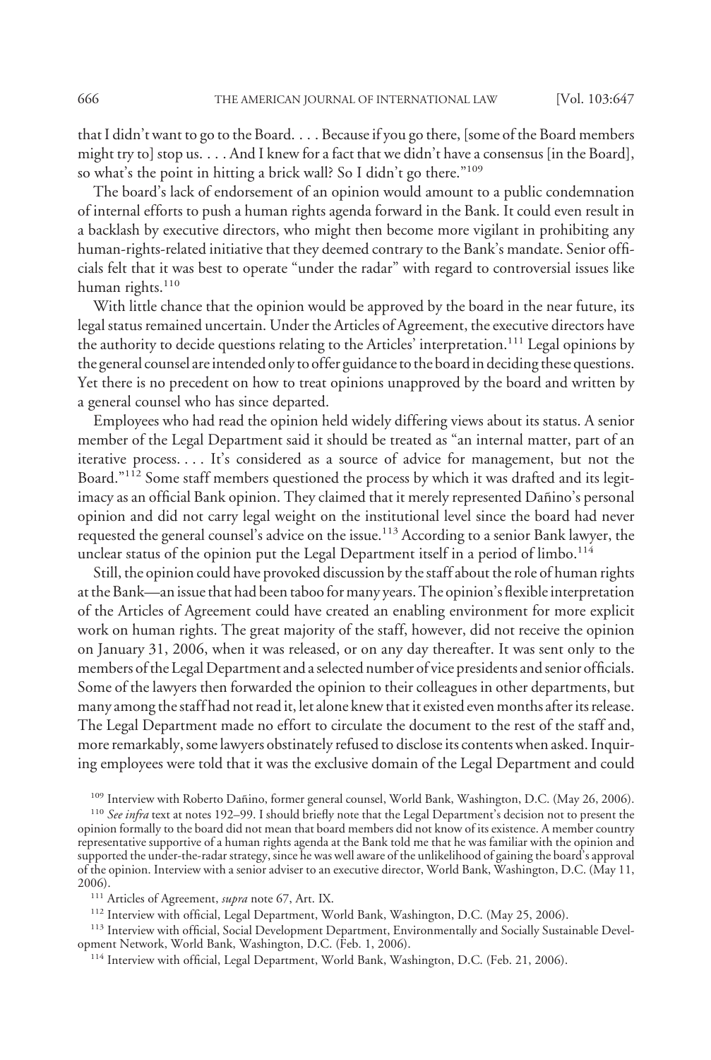that I didn't want to go to the Board. . . . Because if you go there, [some of the Board members might try to] stop us. . . . And I knew for a fact that we didn't have a consensus [in the Board], so what's the point in hitting a brick wall? So I didn't go there."[109]

The board's lack of endorsement of an opinion would amount to a public condemnation of internal efforts to push a human rights agenda forward in the Bank. It could even result in a backlash by executive directors, who might then become more vigilant in prohibiting any human-rights-related initiative that they deemed contrary to the Bank's mandate. Senior officials felt that it was best to operate "under the radar" with regard to controversial issues like human rights.[110]

With little chance that the opinion would be approved by the board in the near future, its legal status remained uncertain. Under the Articles of Agreement, the executive directors have the authority to decide questions relating to the Articles' interpretation.[111] Legal opinions by the general counsel are intended only to offer guidance to the board in deciding these questions. Yet there is no precedent on how to treat opinions unapproved by the board and written by a general counsel who has since departed.

Employees who had read the opinion held widely differing views about its status. A senior member of the Legal Department said it should be treated as "an internal matter, part of an iterative process. . . . It's considered as a source of advice for management, but not the Board."[112] Some staff members questioned the process by which it was drafted and its legitimacy as an official Bank opinion. They claimed that it merely represented Dañino's personal opinion and did not carry legal weight on the institutional level since the board had never requested the general counsel's advice on the issue.[113] According to a senior Bank lawyer, the unclear status of the opinion put the Legal Department itself in a period of limbo.[114]

Still, the opinion could have provoked discussion by the staff about the role of human rights at the Bank—an issue that had been taboo for many years. The opinion's flexible interpretation of the Articles of Agreement could have created an enabling environment for more explicit work on human rights. The great majority of the staff, however, did not receive the opinion on January 31, 2006, when it was released, or on any day thereafter. It was sent only to the members of the Legal Department and a selected number of vice presidents and senior officials. Some of the lawyers then forwarded the opinion to their colleagues in other departments, but many among the staff had not read it, let alone knew that it existed even months after its release. The Legal Department made no effort to circulate the document to the rest of the staff and, more remarkably, some lawyers obstinately refused to disclose its contents when asked. Inquiring employees were told that it was the exclusive domain of the Legal Department and could

[109] Interview with Roberto Dañino, former general counsel, World Bank, Washington, D.C. (May 26, 2006).

[110] *See infra* text at notes 192–99. I should briefly note that the Legal Department's decision not to present the opinion formally to the board did not mean that board members did not know of its existence. A member country representative supportive of a human rights agenda at the Bank told me that he was familiar with the opinion and supported the under-the-radar strategy, since he was well aware of the unlikelihood of gaining the board's approval of the opinion. Interview with a senior adviser to an executive director, World Bank, Washington, D.C. (May 11, 2006).

[111] Articles of Agreement, *supra* note 67, Art. IX.

[112] Interview with official, Legal Department, World Bank, Washington, D.C. (May 25, 2006).

[113] Interview with official, Social Development Department, Environmentally and Socially Sustainable Development Network, World Bank, Washington, D.C. (Feb. 1, 2006).

[114] Interview with official, Legal Department, World Bank, Washington, D.C. (Feb. 21, 2006).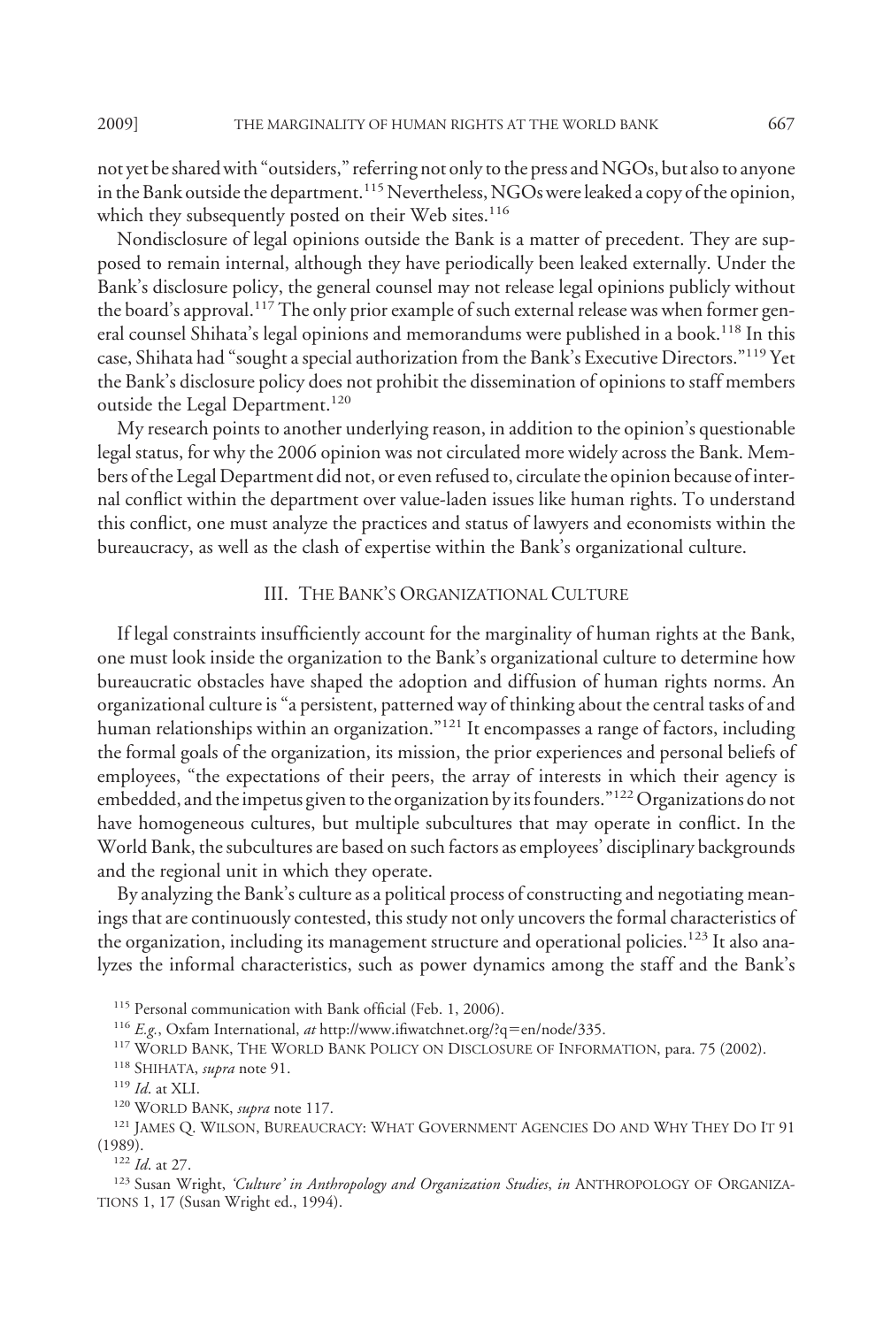not yet be shared with "outsiders," referring not only to the press and NGOs, but also to anyone in the Bank outside the department.[115] Nevertheless, NGOs were leaked a copy of the opinion, which they subsequently posted on their Web sites.[116]

Nondisclosure of legal opinions outside the Bank is a matter of precedent. They are supposed to remain internal, although they have periodically been leaked externally. Under the Bank's disclosure policy, the general counsel may not release legal opinions publicly without the board's approval.[117] The only prior example of such external release was when former general counsel Shihata's legal opinions and memorandums were published in a book.[118] In this case, Shihata had "sought a special authorization from the Bank's Executive Directors."[119] Yet the Bank's disclosure policy does not prohibit the dissemination of opinions to staff members outside the Legal Department.[120]

My research points to another underlying reason, in addition to the opinion's questionable legal status, for why the 2006 opinion was not circulated more widely across the Bank. Members of the Legal Department did not, or even refused to, circulate the opinion because of internal conflict within the department over value-laden issues like human rights. To understand this conflict, one must analyze the practices and status of lawyers and economists within the bureaucracy, as well as the clash of expertise within the Bank's organizational culture.

## III. The Bank's Organizational Culture

If legal constraints insufficiently account for the marginality of human rights at the Bank, one must look inside the organization to the Bank's organizational culture to determine how bureaucratic obstacles have shaped the adoption and diffusion of human rights norms. An organizational culture is "a persistent, patterned way of thinking about the central tasks of and human relationships within an organization."[121] It encompasses a range of factors, including the formal goals of the organization, its mission, the prior experiences and personal beliefs of employees, "the expectations of their peers, the array of interests in which their agency is embedded, and the impetus given to the organization by its founders."[122] Organizations do not have homogeneous cultures, but multiple subcultures that may operate in conflict. In the World Bank, the subcultures are based on such factors as employees' disciplinary backgrounds and the regional unit in which they operate.

By analyzing the Bank's culture as a political process of constructing and negotiating meanings that are continuously contested, this study not only uncovers the formal characteristics of the organization, including its management structure and operational policies.[123] It also analyzes the informal characteristics, such as power dynamics among the staff and the Bank's

---

[115] Personal communication with Bank official (Feb. 1, 2006).

[116] *E.g.*, Oxfam International, *at* http://www.ifiwatchnet.org/?q=en/node/335.

[117] World Bank, The World Bank Policy on Disclosure of Information, para. 75 (2002).

[118] Shihata, *supra* note 91.

[119] *Id*. at XLI.

[120] World Bank, *supra* note 117.

[121] James Q. Wilson, Bureaucracy: What Government Agencies Do and Why They Do It 91 (1989).

[122] *Id*. at 27.

[123] Susan Wright, *'Culture' in Anthropology and Organization Studies*, *in* Anthropology of Organizations 1, 17 (Susan Wright ed., 1994).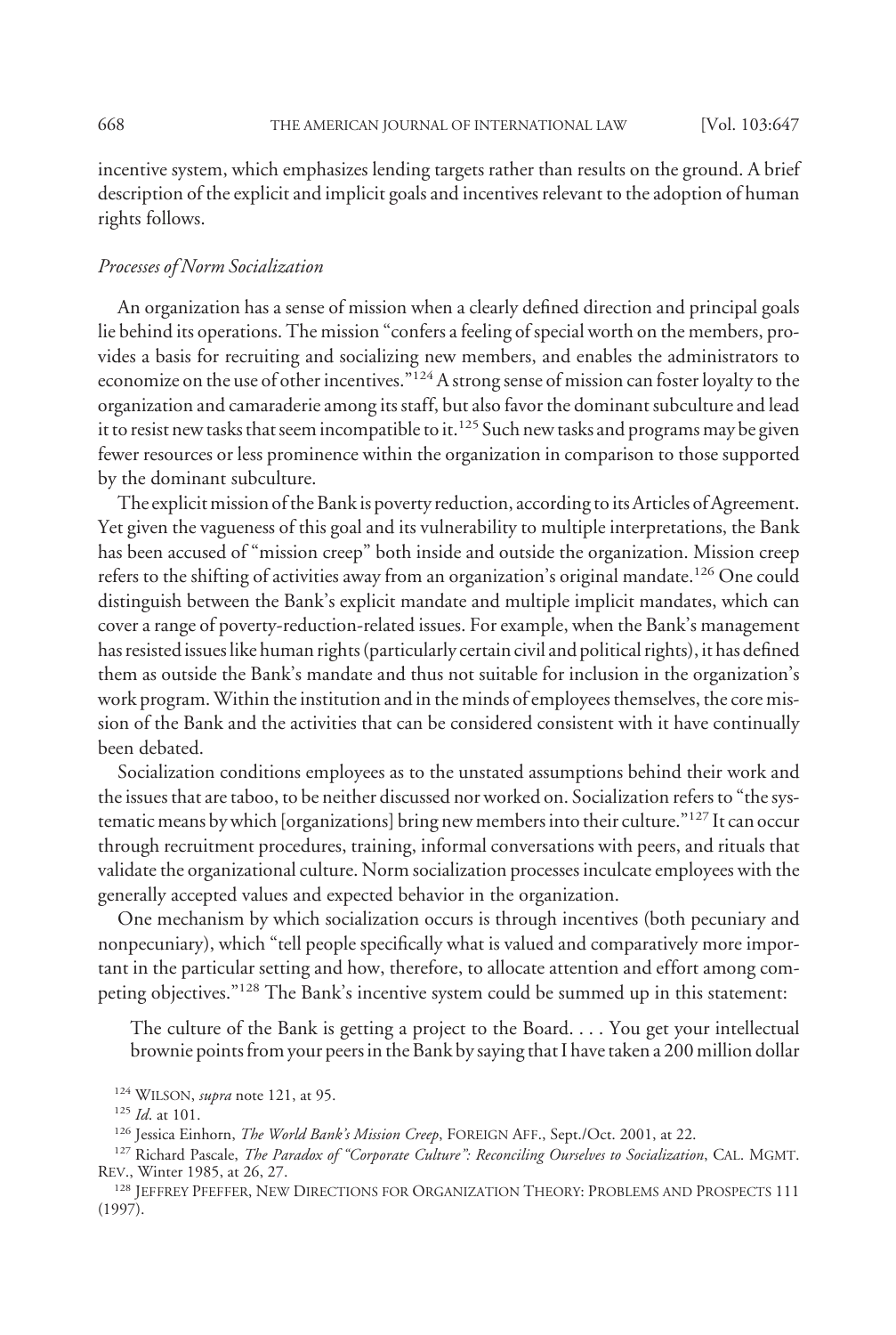incentive system, which emphasizes lending targets rather than results on the ground. A brief description of the explicit and implicit goals and incentives relevant to the adoption of human rights follows.

*Processes of Norm Socialization*

An organization has a sense of mission when a clearly defined direction and principal goals lie behind its operations. The mission "confers a feeling of special worth on the members, provides a basis for recruiting and socializing new members, and enables the administrators to economize on the use of other incentives."[124] A strong sense of mission can foster loyalty to the organization and camaraderie among its staff, but also favor the dominant subculture and lead it to resist new tasks that seem incompatible to it.[125] Such new tasks and programs may be given fewer resources or less prominence within the organization in comparison to those supported by the dominant subculture.

The explicit mission of the Bank is poverty reduction, according to its Articles of Agreement. Yet given the vagueness of this goal and its vulnerability to multiple interpretations, the Bank has been accused of "mission creep" both inside and outside the organization. Mission creep refers to the shifting of activities away from an organization's original mandate.[126] One could distinguish between the Bank's explicit mandate and multiple implicit mandates, which can cover a range of poverty-reduction-related issues. For example, when the Bank's management has resisted issues like human rights (particularly certain civil and political rights), it has defined them as outside the Bank's mandate and thus not suitable for inclusion in the organization's work program. Within the institution and in the minds of employees themselves, the core mission of the Bank and the activities that can be considered consistent with it have continually been debated.

Socialization conditions employees as to the unstated assumptions behind their work and the issues that are taboo, to be neither discussed nor worked on. Socialization refers to "the systematic means by which [organizations] bring new members into their culture."[127] It can occur through recruitment procedures, training, informal conversations with peers, and rituals that validate the organizational culture. Norm socialization processes inculcate employees with the generally accepted values and expected behavior in the organization.

One mechanism by which socialization occurs is through incentives (both pecuniary and nonpecuniary), which "tell people specifically what is valued and comparatively more important in the particular setting and how, therefore, to allocate attention and effort among competing objectives."[128] The Bank's incentive system could be summed up in this statement:

> The culture of the Bank is getting a project to the Board. . . . You get your intellectual brownie points from your peers in the Bank by saying that I have taken a 200 million dollar

[124] WILSON, *supra* note 121, at 95.

[125] *Id*. at 101.

[126] Jessica Einhorn, *The World Bank's Mission Creep*, FOREIGN AFF., Sept./Oct. 2001, at 22.

[127] Richard Pascale, *The Paradox of "Corporate Culture": Reconciling Ourselves to Socialization*, CAL. MGMT. REV., Winter 1985, at 26, 27.

[128] JEFFREY PFEFFER, NEW DIRECTIONS FOR ORGANIZATION THEORY: PROBLEMS AND PROSPECTS 111 (1997).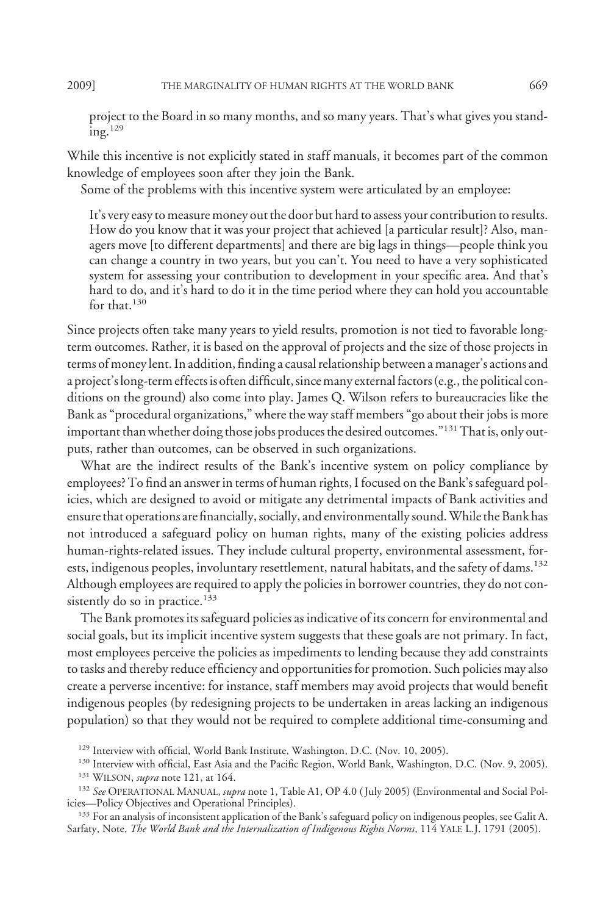> project to the Board in so many months, and so many years. That's what gives you standing.[129]

While this incentive is not explicitly stated in staff manuals, it becomes part of the common knowledge of employees soon after they join the Bank.

Some of the problems with this incentive system were articulated by an employee:

> It's very easy to measure money out the door but hard to assess your contribution to results. How do you know that it was your project that achieved [a particular result]? Also, managers move [to different departments] and there are big lags in things—people think you can change a country in two years, but you can't. You need to have a very sophisticated system for assessing your contribution to development in your specific area. And that's hard to do, and it's hard to do it in the time period where they can hold you accountable for that.[130]

Since projects often take many years to yield results, promotion is not tied to favorable long-term outcomes. Rather, it is based on the approval of projects and the size of those projects in terms of money lent. In addition, finding a causal relationship between a manager's actions and a project's long-term effects is often difficult, since many external factors (e.g., the political conditions on the ground) also come into play. James Q. Wilson refers to bureaucracies like the Bank as "procedural organizations," where the way staff members "go about their jobs is more important than whether doing those jobs produces the desired outcomes."[131] That is, only outputs, rather than outcomes, can be observed in such organizations.

What are the indirect results of the Bank's incentive system on policy compliance by employees? To find an answer in terms of human rights, I focused on the Bank's safeguard policies, which are designed to avoid or mitigate any detrimental impacts of Bank activities and ensure that operations are financially, socially, and environmentally sound. While the Bank has not introduced a safeguard policy on human rights, many of the existing policies address human-rights-related issues. They include cultural property, environmental assessment, forests, indigenous peoples, involuntary resettlement, natural habitats, and the safety of dams.[132] Although employees are required to apply the policies in borrower countries, they do not consistently do so in practice.[133]

The Bank promotes its safeguard policies as indicative of its concern for environmental and social goals, but its implicit incentive system suggests that these goals are not primary. In fact, most employees perceive the policies as impediments to lending because they add constraints to tasks and thereby reduce efficiency and opportunities for promotion. Such policies may also create a perverse incentive: for instance, staff members may avoid projects that would benefit indigenous peoples (by redesigning projects to be undertaken in areas lacking an indigenous population) so that they would not be required to complete additional time-consuming and

---

[129] Interview with official, World Bank Institute, Washington, D.C. (Nov. 10, 2005).

[130] Interview with official, East Asia and the Pacific Region, World Bank, Washington, D.C. (Nov. 9, 2005).

[131] WILSON, *supra* note 121, at 164.

[132] *See* OPERATIONAL MANUAL, *supra* note 1, Table A1, OP 4.0 (July 2005) (Environmental and Social Policies—Policy Objectives and Operational Principles).

[133] For an analysis of inconsistent application of the Bank's safeguard policy on indigenous peoples, see Galit A. Sarfaty, Note, *The World Bank and the Internalization of Indigenous Rights Norms*, 114 YALE L.J. 1791 (2005).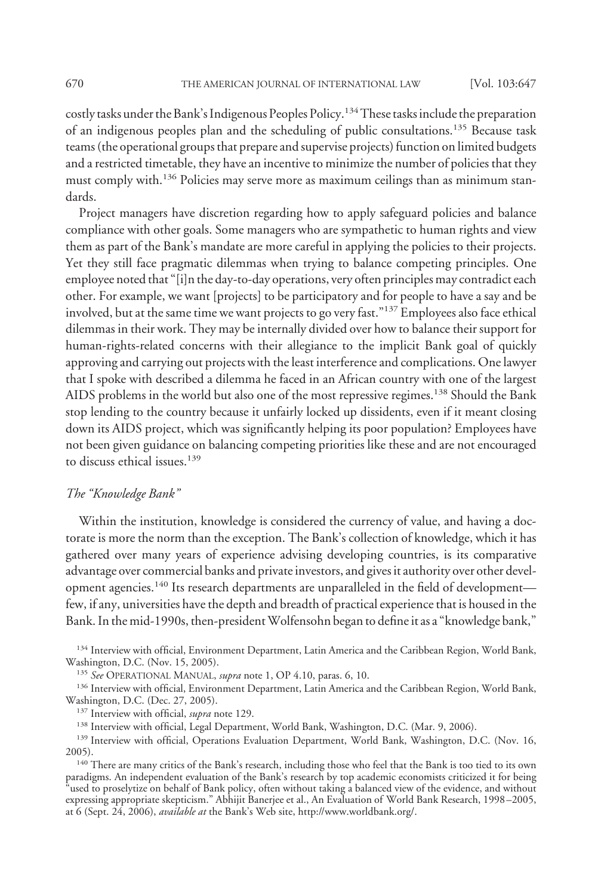costly tasks under the Bank's Indigenous Peoples Policy.[134] These tasks include the preparation of an indigenous peoples plan and the scheduling of public consultations.[135] Because task teams (the operational groups that prepare and supervise projects) function on limited budgets and a restricted timetable, they have an incentive to minimize the number of policies that they must comply with.[136] Policies may serve more as maximum ceilings than as minimum standards.

Project managers have discretion regarding how to apply safeguard policies and balance compliance with other goals. Some managers who are sympathetic to human rights and view them as part of the Bank's mandate are more careful in applying the policies to their projects. Yet they still face pragmatic dilemmas when trying to balance competing principles. One employee noted that "[i]n the day-to-day operations, very often principles may contradict each other. For example, we want [projects] to be participatory and for people to have a say and be involved, but at the same time we want projects to go very fast."[137] Employees also face ethical dilemmas in their work. They may be internally divided over how to balance their support for human-rights-related concerns with their allegiance to the implicit Bank goal of quickly approving and carrying out projects with the least interference and complications. One lawyer that I spoke with described a dilemma he faced in an African country with one of the largest AIDS problems in the world but also one of the most repressive regimes.[138] Should the Bank stop lending to the country because it unfairly locked up dissidents, even if it meant closing down its AIDS project, which was significantly helping its poor population? Employees have not been given guidance on balancing competing priorities like these and are not encouraged to discuss ethical issues.[139]

### *The "Knowledge Bank"*

Within the institution, knowledge is considered the currency of value, and having a doctorate is more the norm than the exception. The Bank's collection of knowledge, which it has gathered over many years of experience advising developing countries, is its comparative advantage over commercial banks and private investors, and gives it authority over other development agencies.[140] Its research departments are unparalleled in the field of development—few, if any, universities have the depth and breadth of practical experience that is housed in the Bank. In the mid-1990s, then-president Wolfensohn began to define it as a "knowledge bank,"

---

[134] Interview with official, Environment Department, Latin America and the Caribbean Region, World Bank, Washington, D.C. (Nov. 15, 2005).

[135] *See* OPERATIONAL MANUAL, *supra* note 1, OP 4.10, paras. 6, 10.

[136] Interview with official, Environment Department, Latin America and the Caribbean Region, World Bank, Washington, D.C. (Dec. 27, 2005).

[137] Interview with official, *supra* note 129.

[138] Interview with official, Legal Department, World Bank, Washington, D.C. (Mar. 9, 2006).

[139] Interview with official, Operations Evaluation Department, World Bank, Washington, D.C. (Nov. 16, 2005).

[140] There are many critics of the Bank's research, including those who feel that the Bank is too tied to its own paradigms. An independent evaluation of the Bank's research by top academic economists criticized it for being "used to proselytize on behalf of Bank policy, often without taking a balanced view of the evidence, and without expressing appropriate skepticism." Abhijit Banerjee et al., An Evaluation of World Bank Research, 1998–2005, at 6 (Sept. 24, 2006), *available at* the Bank's Web site, http://www.worldbank.org/.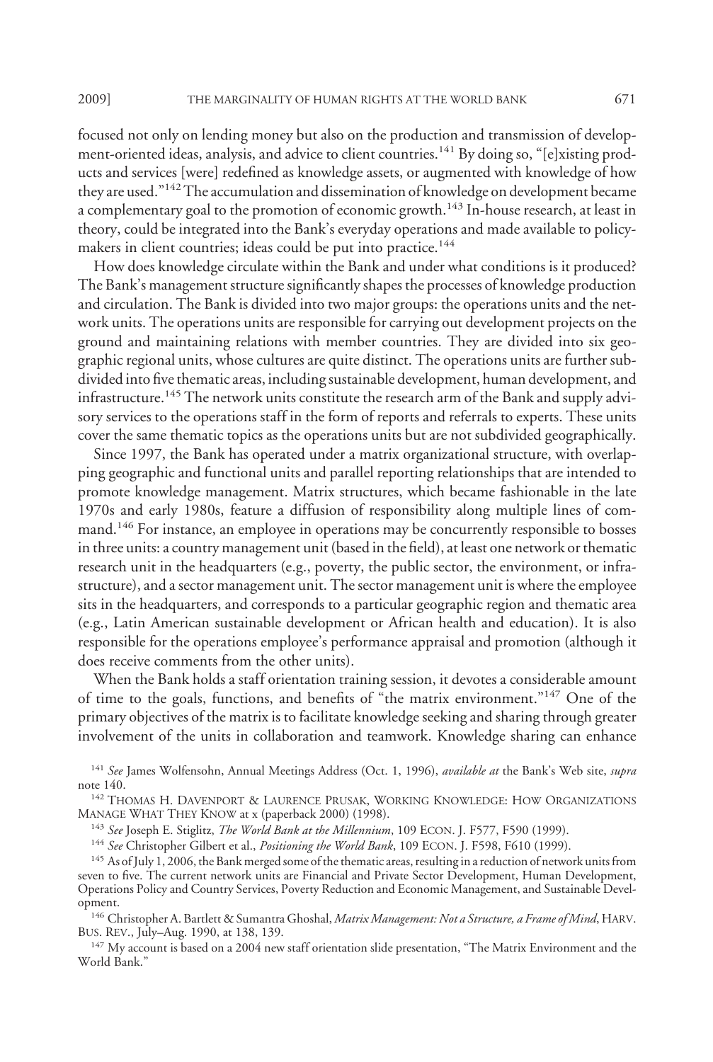focused not only on lending money but also on the production and transmission of development-oriented ideas, analysis, and advice to client countries.[141] By doing so, "[e]xisting products and services [were] redefined as knowledge assets, or augmented with knowledge of how they are used."[142] The accumulation and dissemination of knowledge on development became a complementary goal to the promotion of economic growth.[143] In-house research, at least in theory, could be integrated into the Bank's everyday operations and made available to policymakers in client countries; ideas could be put into practice.[144]

How does knowledge circulate within the Bank and under what conditions is it produced? The Bank's management structure significantly shapes the processes of knowledge production and circulation. The Bank is divided into two major groups: the operations units and the network units. The operations units are responsible for carrying out development projects on the ground and maintaining relations with member countries. They are divided into six geographic regional units, whose cultures are quite distinct. The operations units are further subdivided into five thematic areas, including sustainable development, human development, and infrastructure.[145] The network units constitute the research arm of the Bank and supply advisory services to the operations staff in the form of reports and referrals to experts. These units cover the same thematic topics as the operations units but are not subdivided geographically.

Since 1997, the Bank has operated under a matrix organizational structure, with overlapping geographic and functional units and parallel reporting relationships that are intended to promote knowledge management. Matrix structures, which became fashionable in the late 1970s and early 1980s, feature a diffusion of responsibility along multiple lines of command.[146] For instance, an employee in operations may be concurrently responsible to bosses in three units: a country management unit (based in the field), at least one network or thematic research unit in the headquarters (e.g., poverty, the public sector, the environment, or infrastructure), and a sector management unit. The sector management unit is where the employee sits in the headquarters, and corresponds to a particular geographic region and thematic area (e.g., Latin American sustainable development or African health and education). It is also responsible for the operations employee's performance appraisal and promotion (although it does receive comments from the other units).

When the Bank holds a staff orientation training session, it devotes a considerable amount of time to the goals, functions, and benefits of "the matrix environment."[147] One of the primary objectives of the matrix is to facilitate knowledge seeking and sharing through greater involvement of the units in collaboration and teamwork. Knowledge sharing can enhance

[141] *See* James Wolfensohn, Annual Meetings Address (Oct. 1, 1996), *available at* the Bank's Web site, *supra* note 140.

[142] THOMAS H. DAVENPORT & LAURENCE PRUSAK, WORKING KNOWLEDGE: HOW ORGANIZATIONS MANAGE WHAT THEY KNOW at x (paperback 2000) (1998).

[143] *See* Joseph E. Stiglitz, *The World Bank at the Millennium*, 109 ECON. J. F577, F590 (1999).

[144] *See* Christopher Gilbert et al., *Positioning the World Bank*, 109 ECON. J. F598, F610 (1999).

[145] As of July 1, 2006, the Bank merged some of the thematic areas, resulting in a reduction of network units from seven to five. The current network units are Financial and Private Sector Development, Human Development, Operations Policy and Country Services, Poverty Reduction and Economic Management, and Sustainable Development.

[146] Christopher A. Bartlett & Sumantra Ghoshal, *Matrix Management: Not a Structure, a Frame of Mind*, HARV. BUS. REV., July–Aug. 1990, at 138, 139.

[147] My account is based on a 2004 new staff orientation slide presentation, "The Matrix Environment and the World Bank."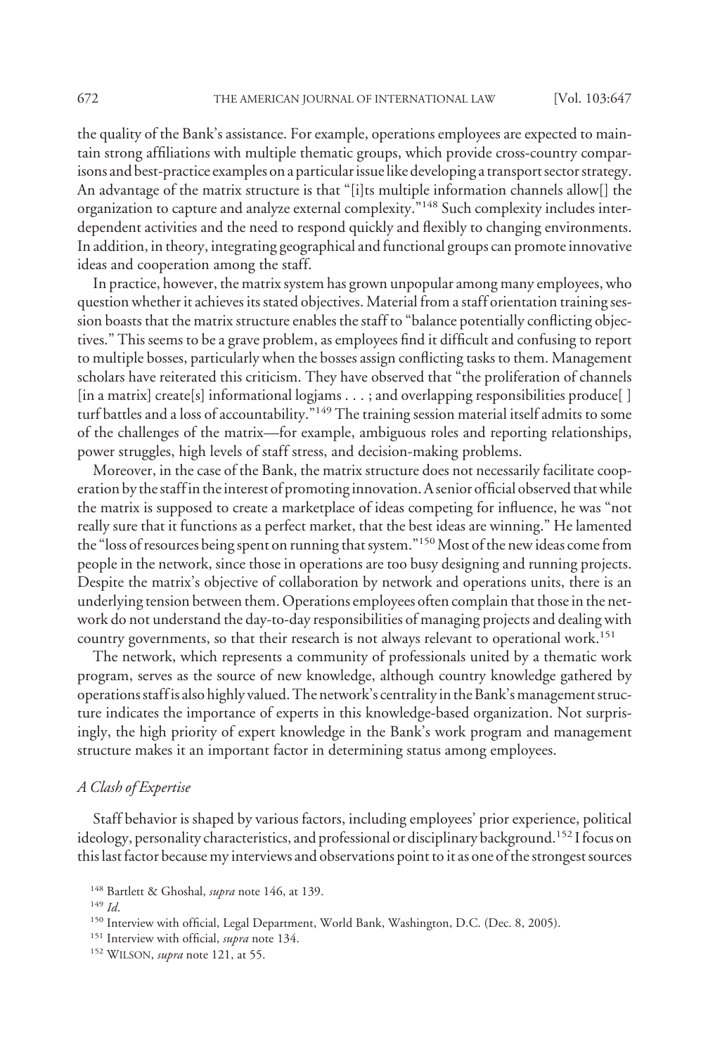the quality of the Bank's assistance. For example, operations employees are expected to maintain strong affiliations with multiple thematic groups, which provide cross-country comparisons and best-practice examples on a particular issue like developing a transport sector strategy. An advantage of the matrix structure is that "[i]ts multiple information channels allow[] the organization to capture and analyze external complexity."[148] Such complexity includes interdependent activities and the need to respond quickly and flexibly to changing environments. In addition, in theory, integrating geographical and functional groups can promote innovative ideas and cooperation among the staff.

In practice, however, the matrix system has grown unpopular among many employees, who question whether it achieves its stated objectives. Material from a staff orientation training session boasts that the matrix structure enables the staff to "balance potentially conflicting objectives." This seems to be a grave problem, as employees find it difficult and confusing to report to multiple bosses, particularly when the bosses assign conflicting tasks to them. Management scholars have reiterated this criticism. They have observed that "the proliferation of channels [in a matrix] create[s] informational logjams . . . ; and overlapping responsibilities produce[ ] turf battles and a loss of accountability."[149] The training session material itself admits to some of the challenges of the matrix—for example, ambiguous roles and reporting relationships, power struggles, high levels of staff stress, and decision-making problems.

Moreover, in the case of the Bank, the matrix structure does not necessarily facilitate cooperation by the staff in the interest of promoting innovation. A senior official observed that while the matrix is supposed to create a marketplace of ideas competing for influence, he was "not really sure that it functions as a perfect market, that the best ideas are winning." He lamented the "loss of resources being spent on running that system."[150] Most of the new ideas come from people in the network, since those in operations are too busy designing and running projects. Despite the matrix's objective of collaboration by network and operations units, there is an underlying tension between them. Operations employees often complain that those in the network do not understand the day-to-day responsibilities of managing projects and dealing with country governments, so that their research is not always relevant to operational work.[151]

The network, which represents a community of professionals united by a thematic work program, serves as the source of new knowledge, although country knowledge gathered by operations staff is also highly valued. The network's centrality in the Bank's management structure indicates the importance of experts in this knowledge-based organization. Not surprisingly, the high priority of expert knowledge in the Bank's work program and management structure makes it an important factor in determining status among employees.

### *A Clash of Expertise*

Staff behavior is shaped by various factors, including employees' prior experience, political ideology, personality characteristics, and professional or disciplinary background.[152] I focus on this last factor because my interviews and observations point to it as one of the strongest sources

---

[148] Bartlett & Ghoshal, *supra* note 146, at 139.

[149] *Id*.

[150] Interview with official, Legal Department, World Bank, Washington, D.C. (Dec. 8, 2005).

[151] Interview with official, *supra* note 134.

[152] WILSON, *supra* note 121, at 55.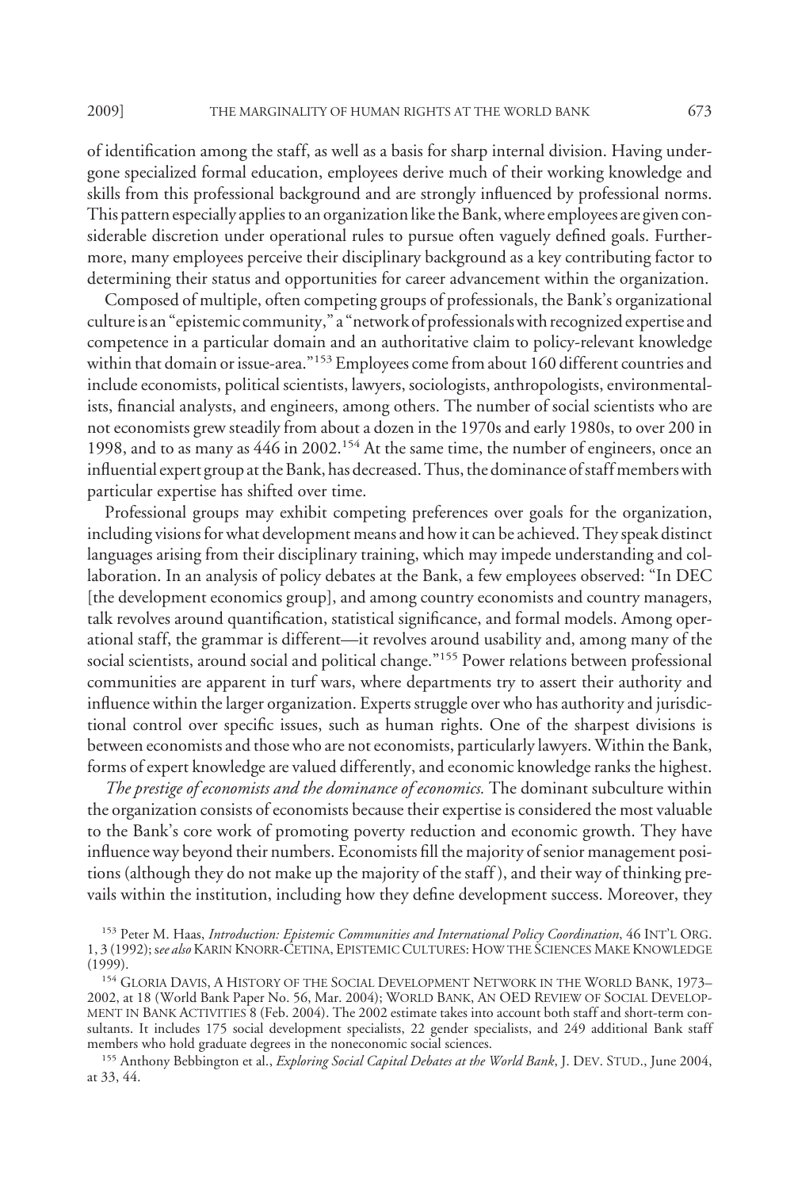of identification among the staff, as well as a basis for sharp internal division. Having undergone specialized formal education, employees derive much of their working knowledge and skills from this professional background and are strongly influenced by professional norms. This pattern especially applies to an organization like the Bank, where employees are given considerable discretion under operational rules to pursue often vaguely defined goals. Furthermore, many employees perceive their disciplinary background as a key contributing factor to determining their status and opportunities for career advancement within the organization.

Composed of multiple, often competing groups of professionals, the Bank's organizational culture is an "epistemic community," a "network of professionals with recognized expertise and competence in a particular domain and an authoritative claim to policy-relevant knowledge within that domain or issue-area."[153] Employees come from about 160 different countries and include economists, political scientists, lawyers, sociologists, anthropologists, environmentalists, financial analysts, and engineers, among others. The number of social scientists who are not economists grew steadily from about a dozen in the 1970s and early 1980s, to over 200 in 1998, and to as many as 446 in 2002.[154] At the same time, the number of engineers, once an influential expert group at the Bank, has decreased. Thus, the dominance of staff members with particular expertise has shifted over time.

Professional groups may exhibit competing preferences over goals for the organization, including visions for what development means and how it can be achieved. They speak distinct languages arising from their disciplinary training, which may impede understanding and collaboration. In an analysis of policy debates at the Bank, a few employees observed: "In DEC [the development economics group], and among country economists and country managers, talk revolves around quantification, statistical significance, and formal models. Among operational staff, the grammar is different—it revolves around usability and, among many of the social scientists, around social and political change."[155] Power relations between professional communities are apparent in turf wars, where departments try to assert their authority and influence within the larger organization. Experts struggle over who has authority and jurisdictional control over specific issues, such as human rights. One of the sharpest divisions is between economists and those who are not economists, particularly lawyers. Within the Bank, forms of expert knowledge are valued differently, and economic knowledge ranks the highest.

*The prestige of economists and the dominance of economics.* The dominant subculture within the organization consists of economists because their expertise is considered the most valuable to the Bank's core work of promoting poverty reduction and economic growth. They have influence way beyond their numbers. Economists fill the majority of senior management positions (although they do not make up the majority of the staff), and their way of thinking prevails within the institution, including how they define development success. Moreover, they

---

[153] Peter M. Haas, *Introduction: Epistemic Communities and International Policy Coordination*, 46 INT'L ORG. 1, 3 (1992); *see also* KARIN KNORR-CETINA, EPISTEMIC CULTURES: HOW THE SCIENCES MAKE KNOWLEDGE (1999).

[154] GLORIA DAVIS, A HISTORY OF THE SOCIAL DEVELOPMENT NETWORK IN THE WORLD BANK, 1973–2002, at 18 (World Bank Paper No. 56, Mar. 2004); WORLD BANK, AN OED REVIEW OF SOCIAL DEVELOPMENT IN BANK ACTIVITIES 8 (Feb. 2004). The 2002 estimate takes into account both staff and short-term consultants. It includes 175 social development specialists, 22 gender specialists, and 249 additional Bank staff members who hold graduate degrees in the noneconomic social sciences.

[155] Anthony Bebbington et al., *Exploring Social Capital Debates at the World Bank*, J. DEV. STUD., June 2004, at 33, 44.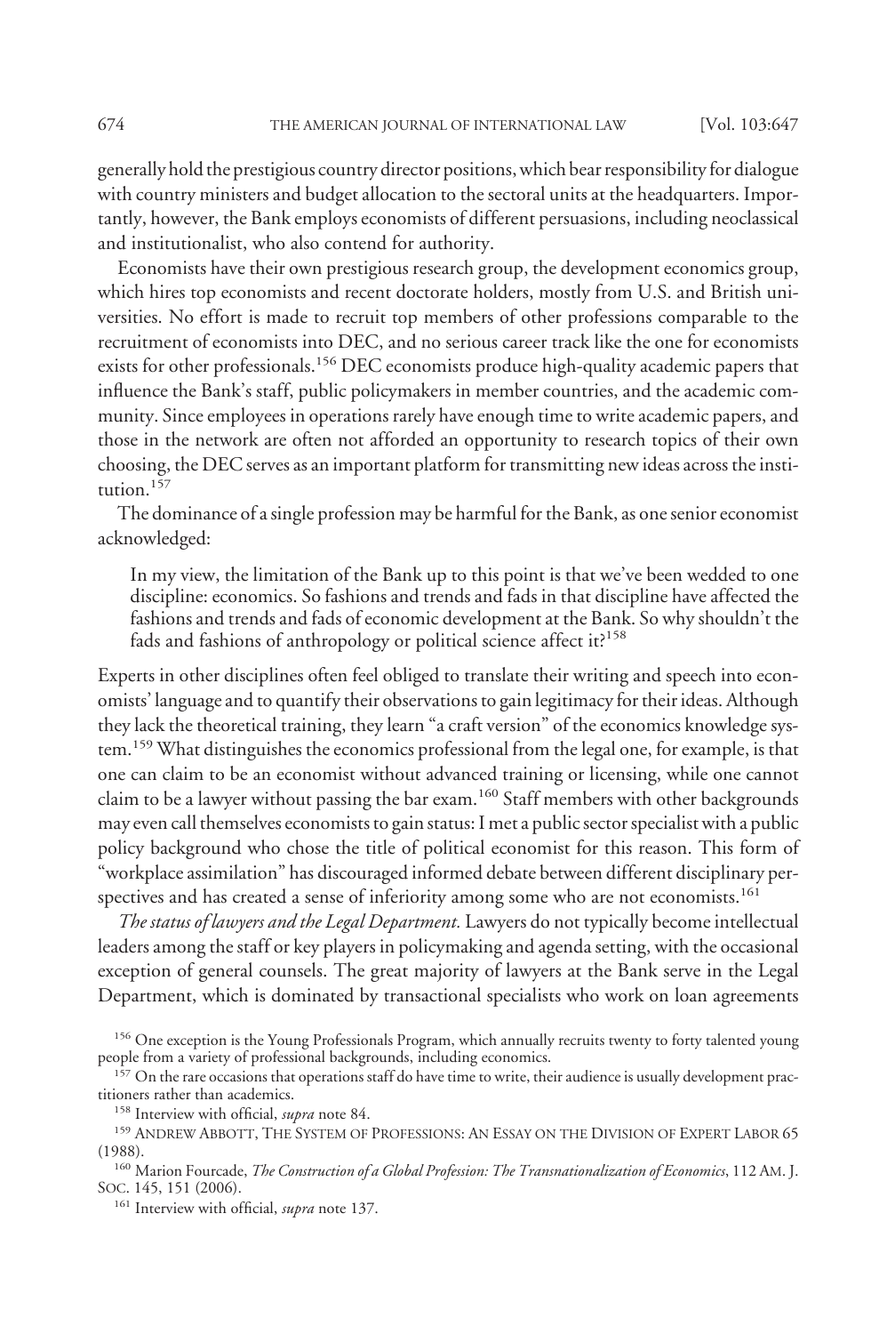generally hold the prestigious country director positions, which bear responsibility for dialogue with country ministers and budget allocation to the sectoral units at the headquarters. Importantly, however, the Bank employs economists of different persuasions, including neoclassical and institutionalist, who also contend for authority.

Economists have their own prestigious research group, the development economics group, which hires top economists and recent doctorate holders, mostly from U.S. and British universities. No effort is made to recruit top members of other professions comparable to the recruitment of economists into DEC, and no serious career track like the one for economists exists for other professionals.[156] DEC economists produce high-quality academic papers that influence the Bank's staff, public policymakers in member countries, and the academic community. Since employees in operations rarely have enough time to write academic papers, and those in the network are often not afforded an opportunity to research topics of their own choosing, the DEC serves as an important platform for transmitting new ideas across the institution.[157]

The dominance of a single profession may be harmful for the Bank, as one senior economist acknowledged:

> In my view, the limitation of the Bank up to this point is that we've been wedded to one discipline: economics. So fashions and trends and fads in that discipline have affected the fashions and trends and fads of economic development at the Bank. So why shouldn't the fads and fashions of anthropology or political science affect it?[158]

Experts in other disciplines often feel obliged to translate their writing and speech into economists' language and to quantify their observations to gain legitimacy for their ideas. Although they lack the theoretical training, they learn "a craft version" of the economics knowledge system.[159] What distinguishes the economics professional from the legal one, for example, is that one can claim to be an economist without advanced training or licensing, while one cannot claim to be a lawyer without passing the bar exam.[160] Staff members with other backgrounds may even call themselves economists to gain status: I met a public sector specialist with a public policy background who chose the title of political economist for this reason. This form of "workplace assimilation" has discouraged informed debate between different disciplinary perspectives and has created a sense of inferiority among some who are not economists.[161]

*The status of lawyers and the Legal Department.* Lawyers do not typically become intellectual leaders among the staff or key players in policymaking and agenda setting, with the occasional exception of general counsels. The great majority of lawyers at the Bank serve in the Legal Department, which is dominated by transactional specialists who work on loan agreements

---

[156] One exception is the Young Professionals Program, which annually recruits twenty to forty talented young people from a variety of professional backgrounds, including economics.

[157] On the rare occasions that operations staff do have time to write, their audience is usually development practitioners rather than academics.

[158] Interview with official, *supra* note 84.

[159] ANDREW ABBOTT, THE SYSTEM OF PROFESSIONS: AN ESSAY ON THE DIVISION OF EXPERT LABOR 65 (1988).

[160] Marion Fourcade, *The Construction of a Global Profession: The Transnationalization of Economics*, 112 AM. J. SOC. 145, 151 (2006).

[161] Interview with official, *supra* note 137.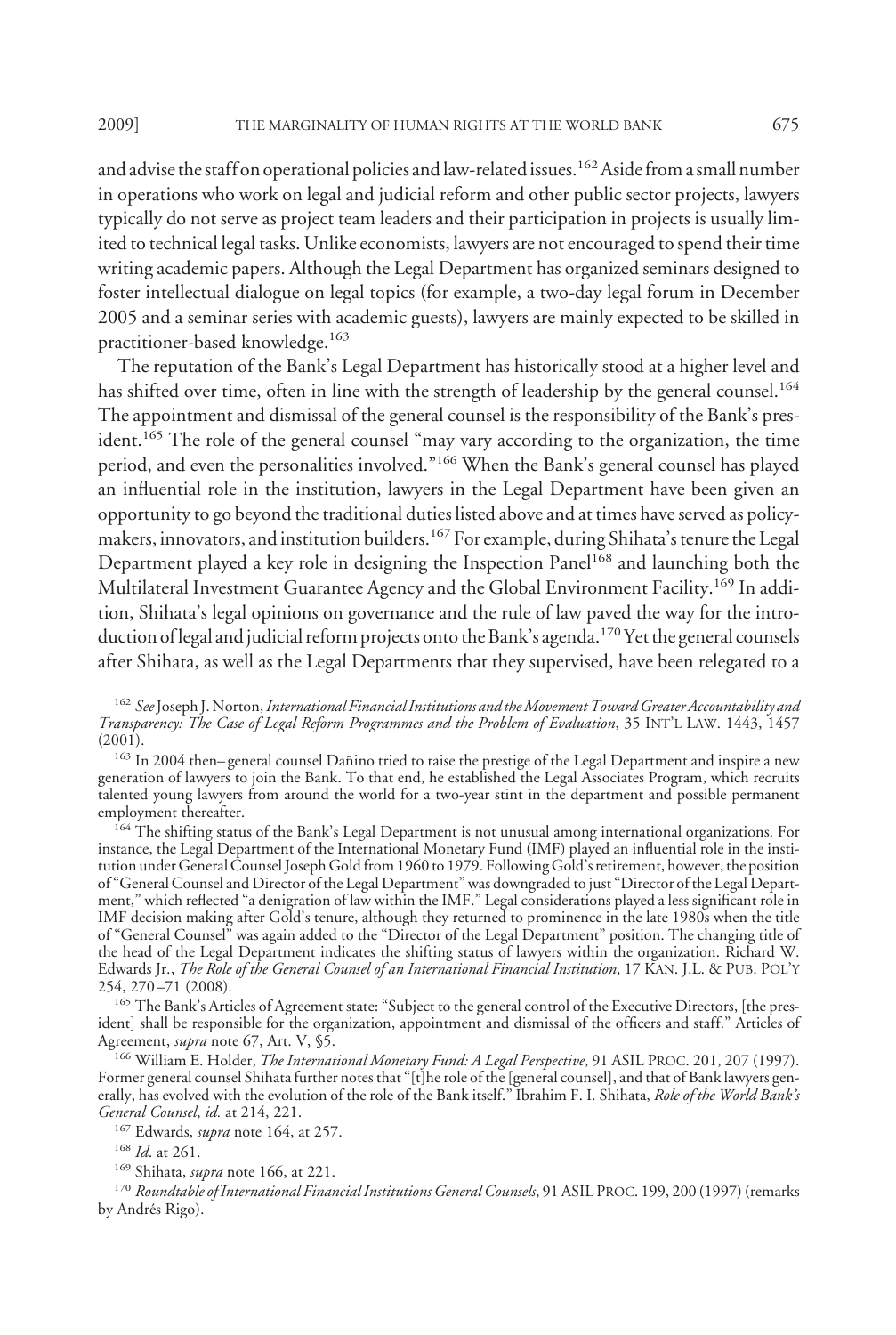and advise the staff on operational policies and law-related issues.[162] Aside from a small number in operations who work on legal and judicial reform and other public sector projects, lawyers typically do not serve as project team leaders and their participation in projects is usually limited to technical legal tasks. Unlike economists, lawyers are not encouraged to spend their time writing academic papers. Although the Legal Department has organized seminars designed to foster intellectual dialogue on legal topics (for example, a two-day legal forum in December 2005 and a seminar series with academic guests), lawyers are mainly expected to be skilled in practitioner-based knowledge.[163]

The reputation of the Bank's Legal Department has historically stood at a higher level and has shifted over time, often in line with the strength of leadership by the general counsel.[164] The appointment and dismissal of the general counsel is the responsibility of the Bank's president.[165] The role of the general counsel "may vary according to the organization, the time period, and even the personalities involved."[166] When the Bank's general counsel has played an influential role in the institution, lawyers in the Legal Department have been given an opportunity to go beyond the traditional duties listed above and at times have served as policymakers, innovators, and institution builders.[167] For example, during Shihata's tenure the Legal Department played a key role in designing the Inspection Panel[168] and launching both the Multilateral Investment Guarantee Agency and the Global Environment Facility.[169] In addition, Shihata's legal opinions on governance and the rule of law paved the way for the introduction of legal and judicial reform projects onto the Bank's agenda.[170] Yet the general counsels after Shihata, as well as the Legal Departments that they supervised, have been relegated to a

[162] *See* Joseph J. Norton, *International Financial Institutions and the Movement Toward Greater Accountability and Transparency: The Case of Legal Reform Programmes and the Problem of Evaluation*, 35 INT'L LAW. 1443, 1457 (2001).

[163] In 2004 then– general counsel Dañino tried to raise the prestige of the Legal Department and inspire a new generation of lawyers to join the Bank. To that end, he established the Legal Associates Program, which recruits talented young lawyers from around the world for a two-year stint in the department and possible permanent employment thereafter.

[164] The shifting status of the Bank's Legal Department is not unusual among international organizations. For instance, the Legal Department of the International Monetary Fund (IMF) played an influential role in the institution under General Counsel Joseph Gold from 1960 to 1979. Following Gold's retirement, however, the position of "General Counsel and Director of the Legal Department" was downgraded to just "Director of the Legal Department," which reflected "a denigration of law within the IMF." Legal considerations played a less significant role in IMF decision making after Gold's tenure, although they returned to prominence in the late 1980s when the title of "General Counsel" was again added to the "Director of the Legal Department" position. The changing title of the head of the Legal Department indicates the shifting status of lawyers within the organization. Richard W. Edwards Jr., *The Role of the General Counsel of an International Financial Institution*, 17 KAN. J.L. & PUB. POL'Y 254, 270–71 (2008).

[165] The Bank's Articles of Agreement state: "Subject to the general control of the Executive Directors, [the president] shall be responsible for the organization, appointment and dismissal of the officers and staff." Articles of Agreement, *supra* note 67, Art. V, §5.

[166] William E. Holder, *The International Monetary Fund: A Legal Perspective*, 91 ASIL PROC. 201, 207 (1997). Former general counsel Shihata further notes that "[t]he role of the [general counsel], and that of Bank lawyers generally, has evolved with the evolution of the role of the Bank itself." Ibrahim F. I. Shihata, *Role of the World Bank's General Counsel*, *id.* at 214, 221.

[167] Edwards, *supra* note 164, at 257.

[168] *Id*. at 261.

[169] Shihata, *supra* note 166, at 221.

[170] *Roundtable of International Financial Institutions General Counsels*, 91 ASIL PROC. 199, 200 (1997) (remarks by Andrés Rigo).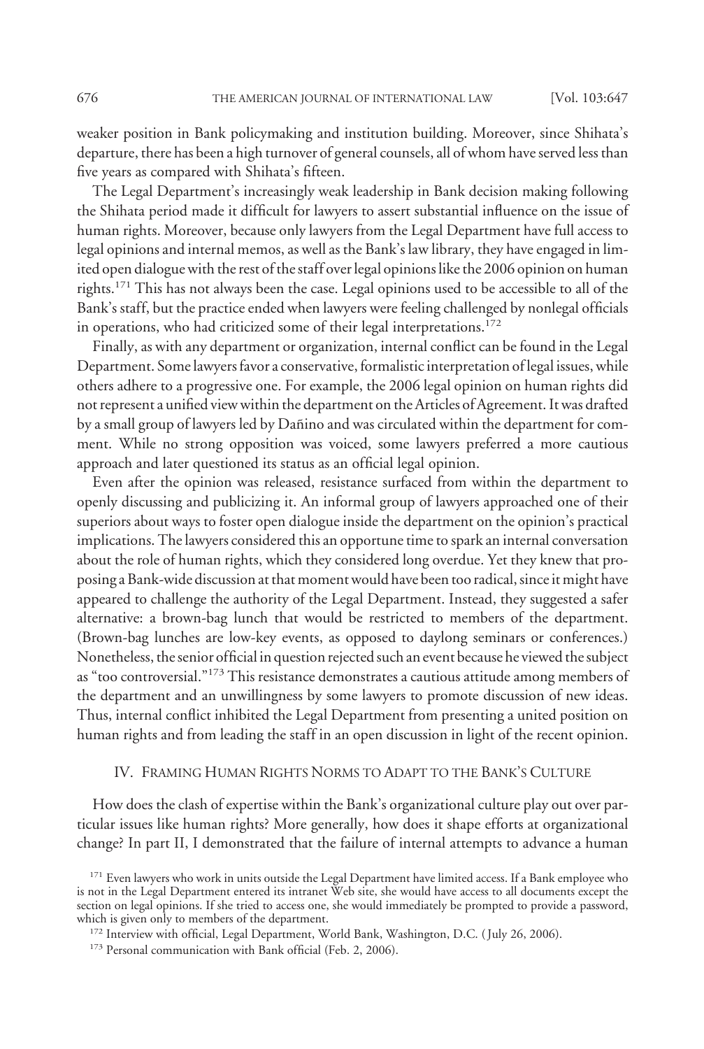weaker position in Bank policymaking and institution building. Moreover, since Shihata's departure, there has been a high turnover of general counsels, all of whom have served less than five years as compared with Shihata's fifteen.

The Legal Department's increasingly weak leadership in Bank decision making following the Shihata period made it difficult for lawyers to assert substantial influence on the issue of human rights. Moreover, because only lawyers from the Legal Department have full access to legal opinions and internal memos, as well as the Bank's law library, they have engaged in limited open dialogue with the rest of the staff over legal opinions like the 2006 opinion on human rights.[171] This has not always been the case. Legal opinions used to be accessible to all of the Bank's staff, but the practice ended when lawyers were feeling challenged by nonlegal officials in operations, who had criticized some of their legal interpretations.[172]

Finally, as with any department or organization, internal conflict can be found in the Legal Department. Some lawyers favor a conservative, formalistic interpretation of legal issues, while others adhere to a progressive one. For example, the 2006 legal opinion on human rights did not represent a unified view within the department on the Articles of Agreement. It was drafted by a small group of lawyers led by Dañino and was circulated within the department for comment. While no strong opposition was voiced, some lawyers preferred a more cautious approach and later questioned its status as an official legal opinion.

Even after the opinion was released, resistance surfaced from within the department to openly discussing and publicizing it. An informal group of lawyers approached one of their superiors about ways to foster open dialogue inside the department on the opinion's practical implications. The lawyers considered this an opportune time to spark an internal conversation about the role of human rights, which they considered long overdue. Yet they knew that proposing a Bank-wide discussion at that moment would have been too radical, since it might have appeared to challenge the authority of the Legal Department. Instead, they suggested a safer alternative: a brown-bag lunch that would be restricted to members of the department. (Brown-bag lunches are low-key events, as opposed to daylong seminars or conferences.) Nonetheless, the senior official in question rejected such an event because he viewed the subject as "too controversial."[173] This resistance demonstrates a cautious attitude among members of the department and an unwillingness by some lawyers to promote discussion of new ideas. Thus, internal conflict inhibited the Legal Department from presenting a united position on human rights and from leading the staff in an open discussion in light of the recent opinion.

## IV. Framing Human Rights Norms to Adapt to the Bank's Culture

How does the clash of expertise within the Bank's organizational culture play out over particular issues like human rights? More generally, how does it shape efforts at organizational change? In part II, I demonstrated that the failure of internal attempts to advance a human

[171] Even lawyers who work in units outside the Legal Department have limited access. If a Bank employee who is not in the Legal Department entered its intranet Web site, she would have access to all documents except the section on legal opinions. If she tried to access one, she would immediately be prompted to provide a password, which is given only to members of the department.

[172] Interview with official, Legal Department, World Bank, Washington, D.C. (July 26, 2006).

[173] Personal communication with Bank official (Feb. 2, 2006).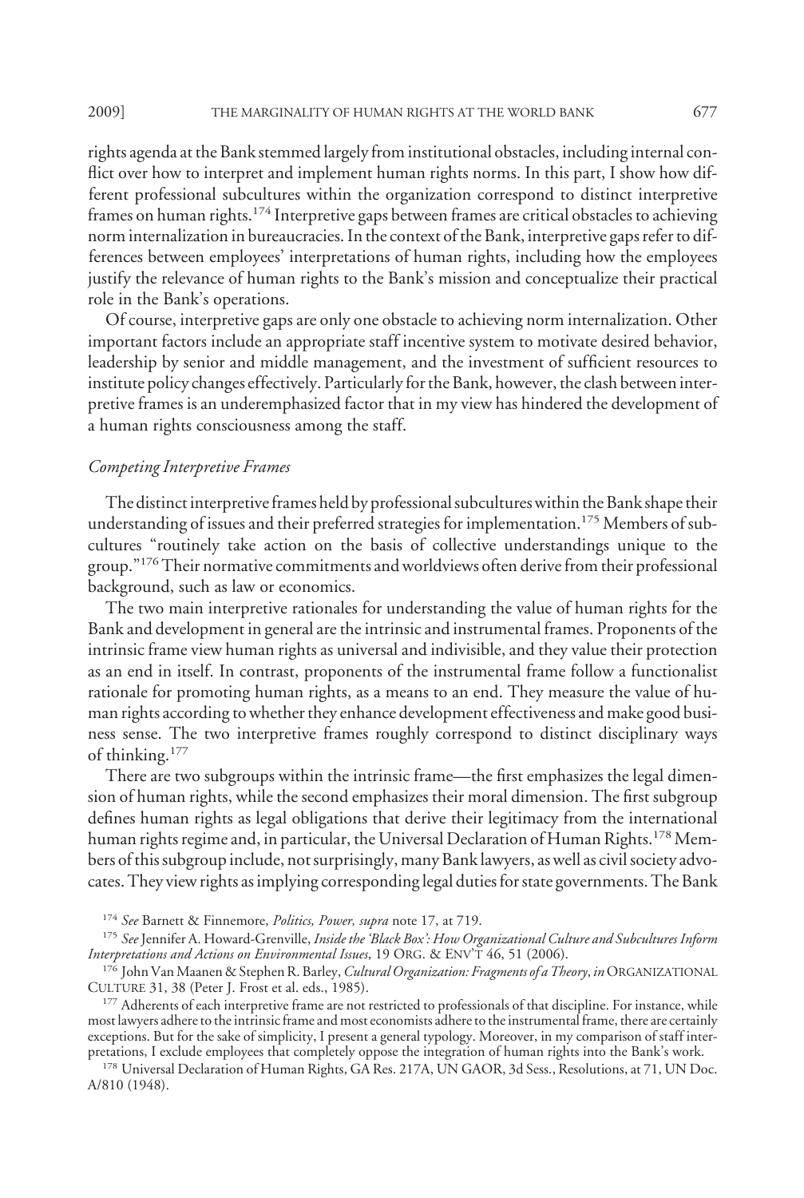rights agenda at the Bank stemmed largely from institutional obstacles, including internal conflict over how to interpret and implement human rights norms. In this part, I show how different professional subcultures within the organization correspond to distinct interpretive frames on human rights.[174] Interpretive gaps between frames are critical obstacles to achieving norm internalization in bureaucracies. In the context of the Bank, interpretive gaps refer to differences between employees' interpretations of human rights, including how the employees justify the relevance of human rights to the Bank's mission and conceptualize their practical role in the Bank's operations.

Of course, interpretive gaps are only one obstacle to achieving norm internalization. Other important factors include an appropriate staff incentive system to motivate desired behavior, leadership by senior and middle management, and the investment of sufficient resources to institute policy changes effectively. Particularly for the Bank, however, the clash between interpretive frames is an underemphasized factor that in my view has hindered the development of a human rights consciousness among the staff.

### *Competing Interpretive Frames*

The distinct interpretive frames held by professional subcultures within the Bank shape their understanding of issues and their preferred strategies for implementation.[175] Members of subcultures "routinely take action on the basis of collective understandings unique to the group."[176] Their normative commitments and worldviews often derive from their professional background, such as law or economics.

The two main interpretive rationales for understanding the value of human rights for the Bank and development in general are the intrinsic and instrumental frames. Proponents of the intrinsic frame view human rights as universal and indivisible, and they value their protection as an end in itself. In contrast, proponents of the instrumental frame follow a functionalist rationale for promoting human rights, as a means to an end. They measure the value of human rights according to whether they enhance development effectiveness and make good business sense. The two interpretive frames roughly correspond to distinct disciplinary ways of thinking.[177]

There are two subgroups within the intrinsic frame—the first emphasizes the legal dimension of human rights, while the second emphasizes their moral dimension. The first subgroup defines human rights as legal obligations that derive their legitimacy from the international human rights regime and, in particular, the Universal Declaration of Human Rights.[178] Members of this subgroup include, not surprisingly, many Bank lawyers, as well as civil society advocates. They view rights as implying corresponding legal duties for state governments. The Bank

---

[174] *See* Barnett & Finnemore, *Politics, Power, supra* note 17, at 719.

[175] *See* Jennifer A. Howard-Grenville, *Inside the 'Black Box': How Organizational Culture and Subcultures Inform Interpretations and Actions on Environmental Issues*, 19 ORG. & ENV'T 46, 51 (2006).

[176] John Van Maanen & Stephen R. Barley, *Cultural Organization: Fragments of a Theory*, *in* ORGANIZATIONAL CULTURE 31, 38 (Peter J. Frost et al. eds., 1985).

[177] Adherents of each interpretive frame are not restricted to professionals of that discipline. For instance, while most lawyers adhere to the intrinsic frame and most economists adhere to the instrumental frame, there are certainly exceptions. But for the sake of simplicity, I present a general typology. Moreover, in my comparison of staff interpretations, I exclude employees that completely oppose the integration of human rights into the Bank's work.

[178] Universal Declaration of Human Rights, GA Res. 217A, UN GAOR, 3d Sess., Resolutions, at 71, UN Doc. A/810 (1948).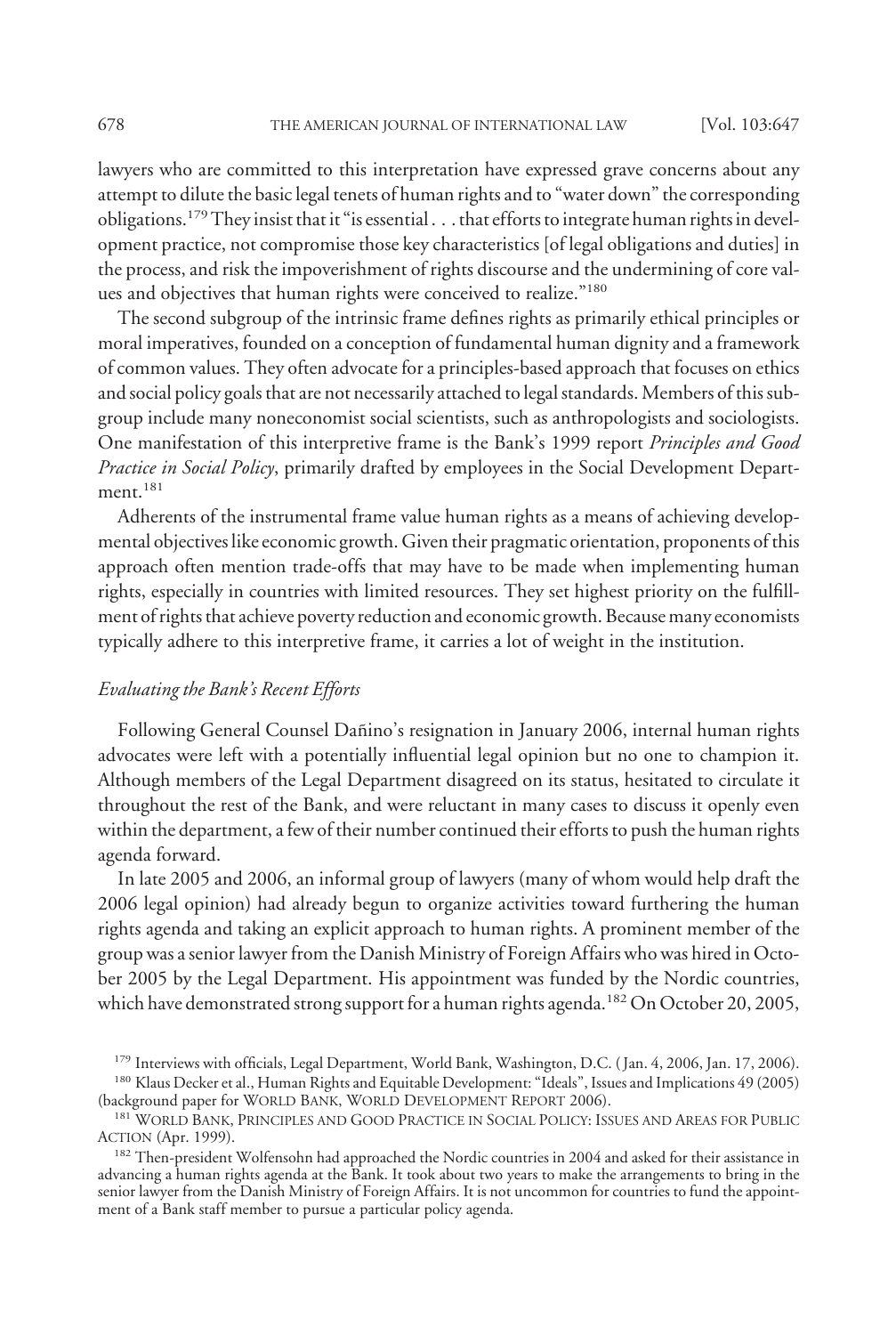lawyers who are committed to this interpretation have expressed grave concerns about any attempt to dilute the basic legal tenets of human rights and to "water down" the corresponding obligations.[179] They insist that it "is essential . . . that efforts to integrate human rights in development practice, not compromise those key characteristics [of legal obligations and duties] in the process, and risk the impoverishment of rights discourse and the undermining of core values and objectives that human rights were conceived to realize."[180]

The second subgroup of the intrinsic frame defines rights as primarily ethical principles or moral imperatives, founded on a conception of fundamental human dignity and a framework of common values. They often advocate for a principles-based approach that focuses on ethics and social policy goals that are not necessarily attached to legal standards. Members of this subgroup include many noneconomist social scientists, such as anthropologists and sociologists. One manifestation of this interpretive frame is the Bank's 1999 report *Principles and Good Practice in Social Policy*, primarily drafted by employees in the Social Development Department.[181]

Adherents of the instrumental frame value human rights as a means of achieving developmental objectives like economic growth. Given their pragmatic orientation, proponents of this approach often mention trade-offs that may have to be made when implementing human rights, especially in countries with limited resources. They set highest priority on the fulfillment of rights that achieve poverty reduction and economic growth. Because many economists typically adhere to this interpretive frame, it carries a lot of weight in the institution.

*Evaluating the Bank's Recent Efforts*

Following General Counsel Dañino's resignation in January 2006, internal human rights advocates were left with a potentially influential legal opinion but no one to champion it. Although members of the Legal Department disagreed on its status, hesitated to circulate it throughout the rest of the Bank, and were reluctant in many cases to discuss it openly even within the department, a few of their number continued their efforts to push the human rights agenda forward.

In late 2005 and 2006, an informal group of lawyers (many of whom would help draft the 2006 legal opinion) had already begun to organize activities toward furthering the human rights agenda and taking an explicit approach to human rights. A prominent member of the group was a senior lawyer from the Danish Ministry of Foreign Affairs who was hired in October 2005 by the Legal Department. His appointment was funded by the Nordic countries, which have demonstrated strong support for a human rights agenda.[182] On October 20, 2005,

[179] Interviews with officials, Legal Department, World Bank, Washington, D.C. (Jan. 4, 2006, Jan. 17, 2006).

[180] Klaus Decker et al., Human Rights and Equitable Development: "Ideals", Issues and Implications 49 (2005) (background paper for WORLD BANK, WORLD DEVELOPMENT REPORT 2006).

[181] WORLD BANK, PRINCIPLES AND GOOD PRACTICE IN SOCIAL POLICY: ISSUES AND AREAS FOR PUBLIC ACTION (Apr. 1999).

[182] Then-president Wolfensohn had approached the Nordic countries in 2004 and asked for their assistance in advancing a human rights agenda at the Bank. It took about two years to make the arrangements to bring in the senior lawyer from the Danish Ministry of Foreign Affairs. It is not uncommon for countries to fund the appointment of a Bank staff member to pursue a particular policy agenda.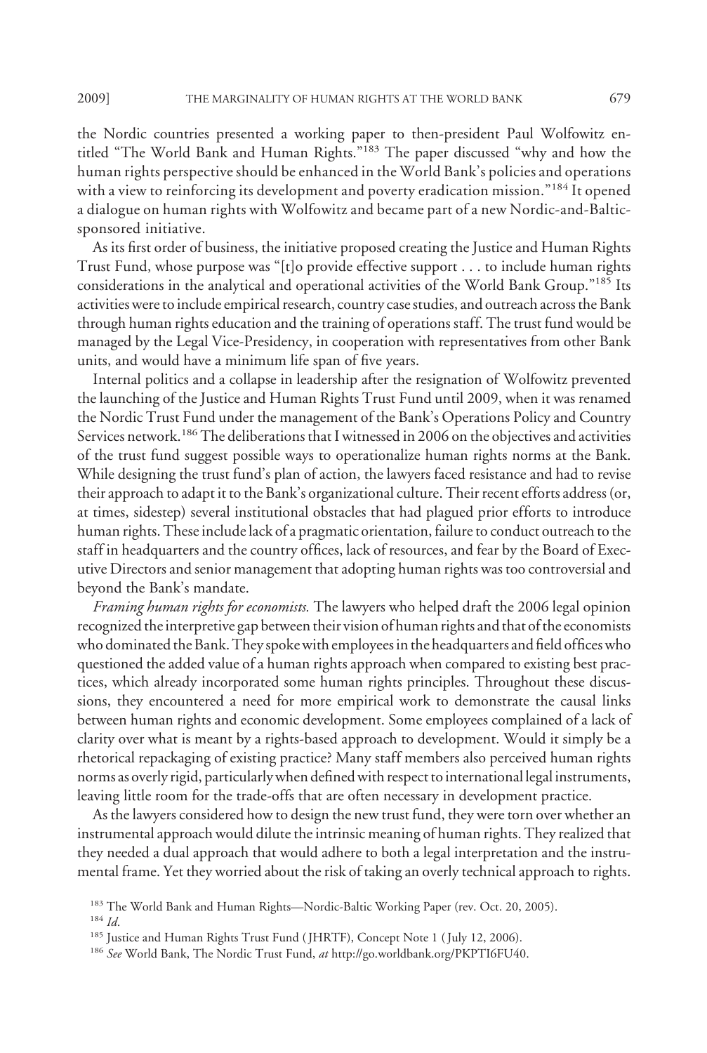the Nordic countries presented a working paper to then-president Paul Wolfowitz entitled "The World Bank and Human Rights."[183] The paper discussed "why and how the human rights perspective should be enhanced in the World Bank's policies and operations with a view to reinforcing its development and poverty eradication mission."[184] It opened a dialogue on human rights with Wolfowitz and became part of a new Nordic-and-Baltic-sponsored initiative.

As its first order of business, the initiative proposed creating the Justice and Human Rights Trust Fund, whose purpose was "[t]o provide effective support . . . to include human rights considerations in the analytical and operational activities of the World Bank Group."[185] Its activities were to include empirical research, country case studies, and outreach across the Bank through human rights education and the training of operations staff. The trust fund would be managed by the Legal Vice-Presidency, in cooperation with representatives from other Bank units, and would have a minimum life span of five years.

Internal politics and a collapse in leadership after the resignation of Wolfowitz prevented the launching of the Justice and Human Rights Trust Fund until 2009, when it was renamed the Nordic Trust Fund under the management of the Bank's Operations Policy and Country Services network.[186] The deliberations that I witnessed in 2006 on the objectives and activities of the trust fund suggest possible ways to operationalize human rights norms at the Bank. While designing the trust fund's plan of action, the lawyers faced resistance and had to revise their approach to adapt it to the Bank's organizational culture. Their recent efforts address (or, at times, sidestep) several institutional obstacles that had plagued prior efforts to introduce human rights. These include lack of a pragmatic orientation, failure to conduct outreach to the staff in headquarters and the country offices, lack of resources, and fear by the Board of Executive Directors and senior management that adopting human rights was too controversial and beyond the Bank's mandate.

*Framing human rights for economists.* The lawyers who helped draft the 2006 legal opinion recognized the interpretive gap between their vision of human rights and that of the economists who dominated the Bank. They spoke with employees in the headquarters and field offices who questioned the added value of a human rights approach when compared to existing best practices, which already incorporated some human rights principles. Throughout these discussions, they encountered a need for more empirical work to demonstrate the causal links between human rights and economic development. Some employees complained of a lack of clarity over what is meant by a rights-based approach to development. Would it simply be a rhetorical repackaging of existing practice? Many staff members also perceived human rights norms as overly rigid, particularly when defined with respect to international legal instruments, leaving little room for the trade-offs that are often necessary in development practice.

As the lawyers considered how to design the new trust fund, they were torn over whether an instrumental approach would dilute the intrinsic meaning of human rights. They realized that they needed a dual approach that would adhere to both a legal interpretation and the instrumental frame. Yet they worried about the risk of taking an overly technical approach to rights.

[183] The World Bank and Human Rights—Nordic-Baltic Working Paper (rev. Oct. 20, 2005).

[184] *Id.*

[185] Justice and Human Rights Trust Fund (JHRTF), Concept Note 1 (July 12, 2006).

[186] *See* World Bank, The Nordic Trust Fund, *at* http://go.worldbank.org/PKPTI6FU40.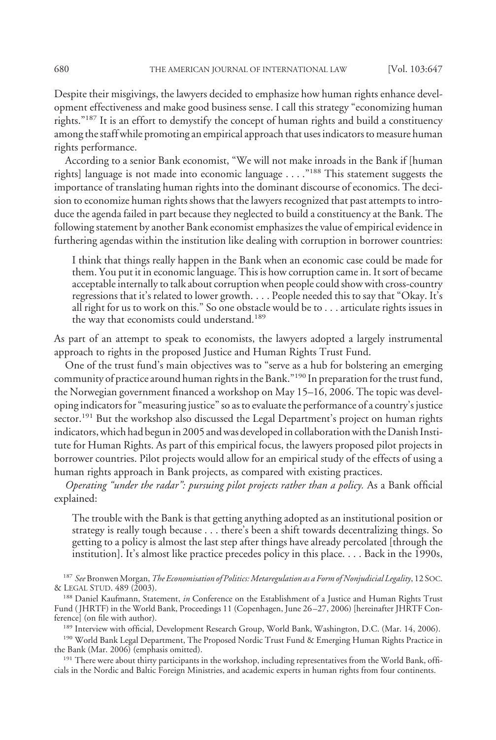Despite their misgivings, the lawyers decided to emphasize how human rights enhance development effectiveness and make good business sense. I call this strategy "economizing human rights."[187] It is an effort to demystify the concept of human rights and build a constituency among the staff while promoting an empirical approach that uses indicators to measure human rights performance.

According to a senior Bank economist, "We will not make inroads in the Bank if [human rights] language is not made into economic language . . . ."[188] This statement suggests the importance of translating human rights into the dominant discourse of economics. The decision to economize human rights shows that the lawyers recognized that past attempts to introduce the agenda failed in part because they neglected to build a constituency at the Bank. The following statement by another Bank economist emphasizes the value of empirical evidence in furthering agendas within the institution like dealing with corruption in borrower countries:

> I think that things really happen in the Bank when an economic case could be made for them. You put it in economic language. This is how corruption came in. It sort of became acceptable internally to talk about corruption when people could show with cross-country regressions that it's related to lower growth. . . . People needed this to say that "Okay. It's all right for us to work on this." So one obstacle would be to . . . articulate rights issues in the way that economists could understand.[189]

As part of an attempt to speak to economists, the lawyers adopted a largely instrumental approach to rights in the proposed Justice and Human Rights Trust Fund.

One of the trust fund's main objectives was to "serve as a hub for bolstering an emerging community of practice around human rights in the Bank."[190] In preparation for the trust fund, the Norwegian government financed a workshop on May 15–16, 2006. The topic was developing indicators for "measuring justice" so as to evaluate the performance of a country's justice sector.[191] But the workshop also discussed the Legal Department's project on human rights indicators, which had begun in 2005 and was developed in collaboration with the Danish Institute for Human Rights. As part of this empirical focus, the lawyers proposed pilot projects in borrower countries. Pilot projects would allow for an empirical study of the effects of using a human rights approach in Bank projects, as compared with existing practices.

*Operating "under the radar": pursuing pilot projects rather than a policy.* As a Bank official explained:

> The trouble with the Bank is that getting anything adopted as an institutional position or strategy is really tough because . . . there's been a shift towards decentralizing things. So getting to a policy is almost the last step after things have already percolated [through the institution]. It's almost like practice precedes policy in this place. . . . Back in the 1990s,

[187] *See* Bronwen Morgan, *The Economisation of Politics: Metaregulation as a Form of Nonjudicial Legality*, 12 SOC. & LEGAL STUD. 489 (2003).

[188] Daniel Kaufmann, Statement, *in* Conference on the Establishment of a Justice and Human Rights Trust Fund (JHRTF) in the World Bank, Proceedings 11 (Copenhagen, June 26–27, 2006) [hereinafter JHRTF Conference] (on file with author).

[189] Interview with official, Development Research Group, World Bank, Washington, D.C. (Mar. 14, 2006).

[190] World Bank Legal Department, The Proposed Nordic Trust Fund & Emerging Human Rights Practice in the Bank (Mar. 2006) (emphasis omitted).

[191] There were about thirty participants in the workshop, including representatives from the World Bank, officials in the Nordic and Baltic Foreign Ministries, and academic experts in human rights from four continents.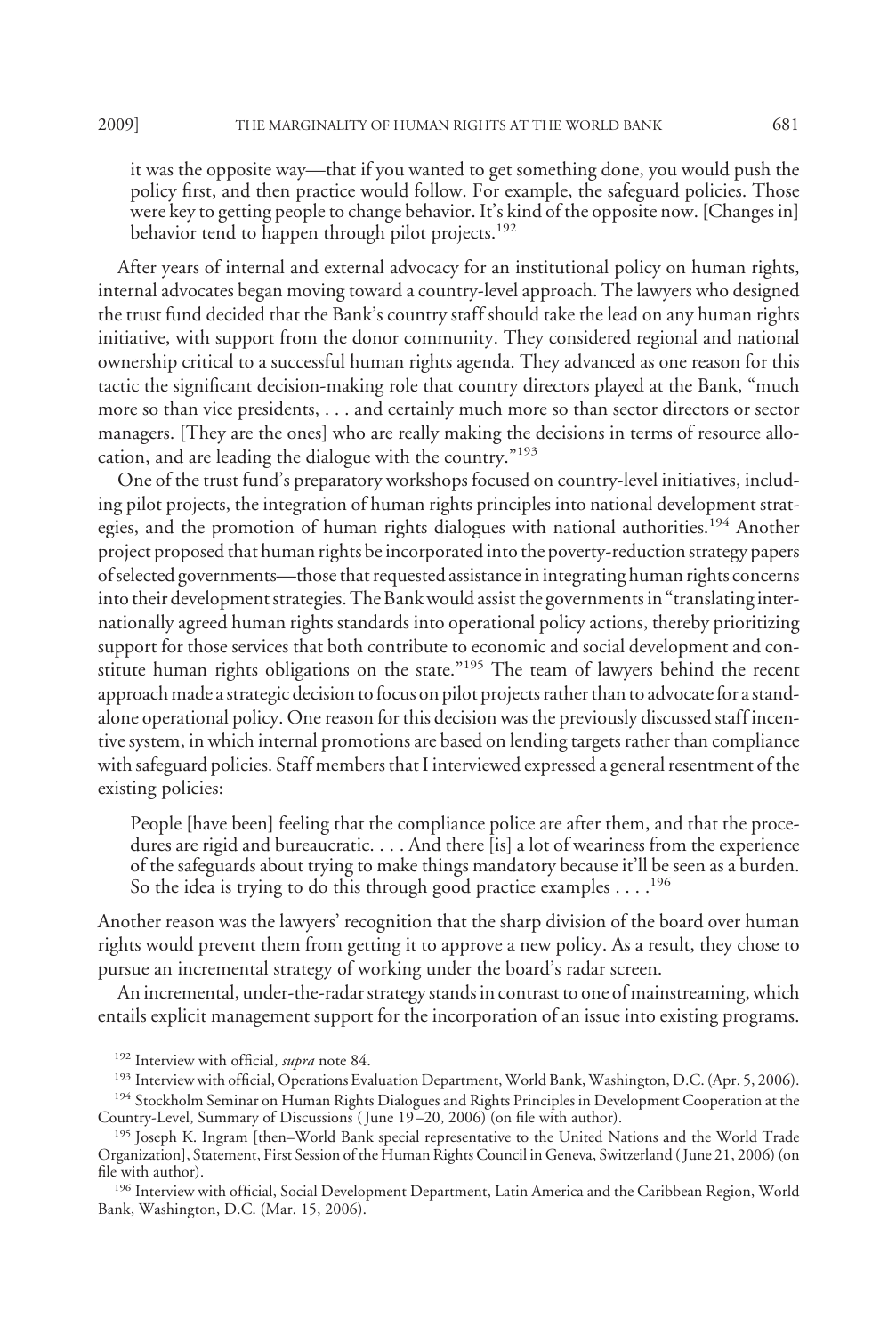it was the opposite way—that if you wanted to get something done, you would push the policy first, and then practice would follow. For example, the safeguard policies. Those were key to getting people to change behavior. It's kind of the opposite now. [Changes in] behavior tend to happen through pilot projects.[192]

After years of internal and external advocacy for an institutional policy on human rights, internal advocates began moving toward a country-level approach. The lawyers who designed the trust fund decided that the Bank's country staff should take the lead on any human rights initiative, with support from the donor community. They considered regional and national ownership critical to a successful human rights agenda. They advanced as one reason for this tactic the significant decision-making role that country directors played at the Bank, "much more so than vice presidents, . . . and certainly much more so than sector directors or sector managers. [They are the ones] who are really making the decisions in terms of resource allocation, and are leading the dialogue with the country."[193]

One of the trust fund's preparatory workshops focused on country-level initiatives, including pilot projects, the integration of human rights principles into national development strategies, and the promotion of human rights dialogues with national authorities.[194] Another project proposed that human rights be incorporated into the poverty-reduction strategy papers of selected governments—those that requested assistance in integrating human rights concerns into their development strategies. The Bank would assist the governments in "translating internationally agreed human rights standards into operational policy actions, thereby prioritizing support for those services that both contribute to economic and social development and constitute human rights obligations on the state."[195] The team of lawyers behind the recent approach made a strategic decision to focus on pilot projects rather than to advocate for a stand-alone operational policy. One reason for this decision was the previously discussed staff incentive system, in which internal promotions are based on lending targets rather than compliance with safeguard policies. Staff members that I interviewed expressed a general resentment of the existing policies:

> People [have been] feeling that the compliance police are after them, and that the procedures are rigid and bureaucratic. . . . And there [is] a lot of weariness from the experience of the safeguards about trying to make things mandatory because it'll be seen as a burden. So the idea is trying to do this through good practice examples . . . .[196]

Another reason was the lawyers' recognition that the sharp division of the board over human rights would prevent them from getting it to approve a new policy. As a result, they chose to pursue an incremental strategy of working under the board's radar screen.

An incremental, under-the-radar strategy stands in contrast to one of mainstreaming, which entails explicit management support for the incorporation of an issue into existing programs.

---

[192] Interview with official, *supra* note 84.

[193] Interview with official, Operations Evaluation Department, World Bank, Washington, D.C. (Apr. 5, 2006).

[194] Stockholm Seminar on Human Rights Dialogues and Rights Principles in Development Cooperation at the Country-Level, Summary of Discussions (June 19–20, 2006) (on file with author).

[195] Joseph K. Ingram [then–World Bank special representative to the United Nations and the World Trade Organization], Statement, First Session of the Human Rights Council in Geneva, Switzerland (June 21, 2006) (on file with author).

[196] Interview with official, Social Development Department, Latin America and the Caribbean Region, World Bank, Washington, D.C. (Mar. 15, 2006).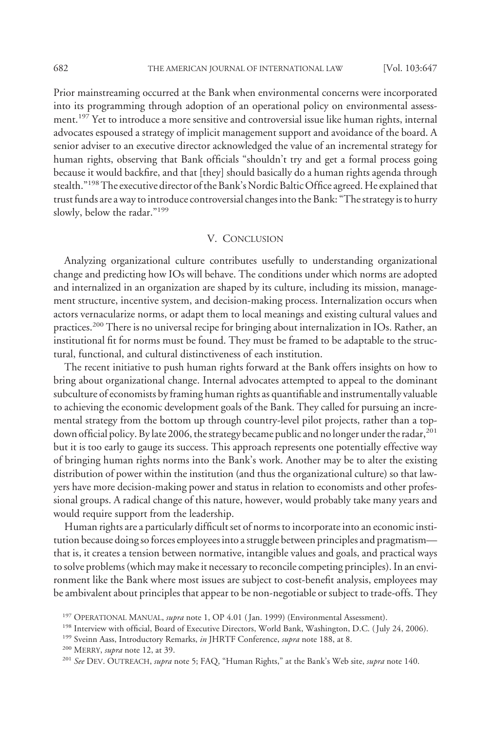Prior mainstreaming occurred at the Bank when environmental concerns were incorporated into its programming through adoption of an operational policy on environmental assessment.[197] Yet to introduce a more sensitive and controversial issue like human rights, internal advocates espoused a strategy of implicit management support and avoidance of the board. A senior adviser to an executive director acknowledged the value of an incremental strategy for human rights, observing that Bank officials "shouldn't try and get a formal process going because it would backfire, and that [they] should basically do a human rights agenda through stealth."[198] The executive director of the Bank's Nordic Baltic Office agreed. He explained that trust funds are a way to introduce controversial changes into the Bank: "The strategy is to hurry slowly, below the radar."[199]

## V. Conclusion

Analyzing organizational culture contributes usefully to understanding organizational change and predicting how IOs will behave. The conditions under which norms are adopted and internalized in an organization are shaped by its culture, including its mission, management structure, incentive system, and decision-making process. Internalization occurs when actors vernacularize norms, or adapt them to local meanings and existing cultural values and practices.[200] There is no universal recipe for bringing about internalization in IOs. Rather, an institutional fit for norms must be found. They must be framed to be adaptable to the structural, functional, and cultural distinctiveness of each institution.

The recent initiative to push human rights forward at the Bank offers insights on how to bring about organizational change. Internal advocates attempted to appeal to the dominant subculture of economists by framing human rights as quantifiable and instrumentally valuable to achieving the economic development goals of the Bank. They called for pursuing an incremental strategy from the bottom up through country-level pilot projects, rather than a top-down official policy. By late 2006, the strategy became public and no longer under the radar,[201] but it is too early to gauge its success. This approach represents one potentially effective way of bringing human rights norms into the Bank's work. Another may be to alter the existing distribution of power within the institution (and thus the organizational culture) so that lawyers have more decision-making power and status in relation to economists and other professional groups. A radical change of this nature, however, would probably take many years and would require support from the leadership.

Human rights are a particularly difficult set of norms to incorporate into an economic institution because doing so forces employees into a struggle between principles and pragmatism—that is, it creates a tension between normative, intangible values and goals, and practical ways to solve problems (which may make it necessary to reconcile competing principles). In an environment like the Bank where most issues are subject to cost-benefit analysis, employees may be ambivalent about principles that appear to be non-negotiable or subject to trade-offs. They

[197] OPERATIONAL MANUAL, *supra* note 1, OP 4.01 (Jan. 1999) (Environmental Assessment).

[198] Interview with official, Board of Executive Directors, World Bank, Washington, D.C. (July 24, 2006).

[199] Sveinn Aass, Introductory Remarks, *in* JHRTF Conference, *supra* note 188, at 8.

[200] MERRY, *supra* note 12, at 39.

[201] *See* DEV. OUTREACH, *supra* note 5; FAQ, "Human Rights," at the Bank's Web site, *supra* note 140.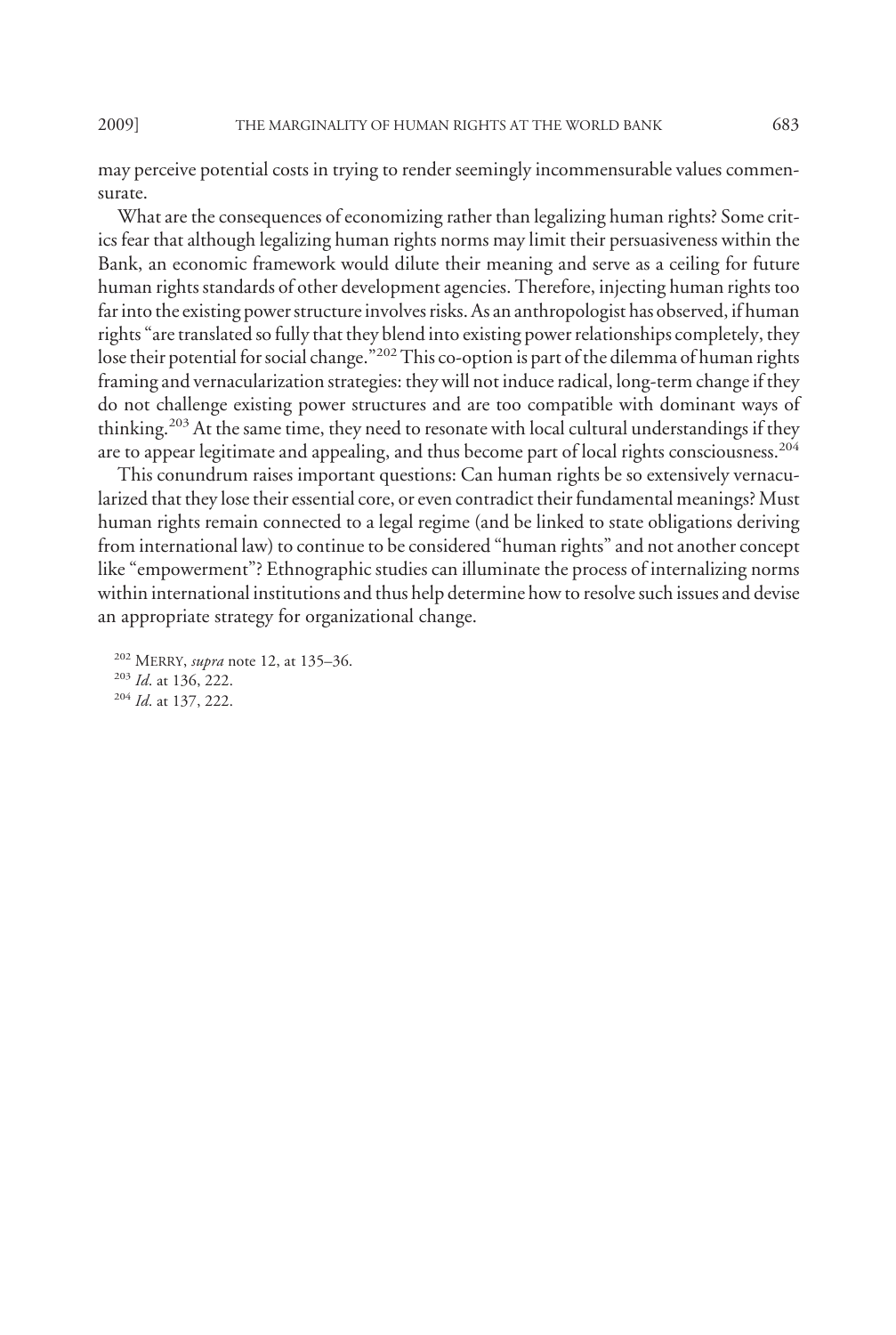may perceive potential costs in trying to render seemingly incommensurable values commensurate.

What are the consequences of economizing rather than legalizing human rights? Some critics fear that although legalizing human rights norms may limit their persuasiveness within the Bank, an economic framework would dilute their meaning and serve as a ceiling for future human rights standards of other development agencies. Therefore, injecting human rights too far into the existing power structure involves risks. As an anthropologist has observed, if human rights "are translated so fully that they blend into existing power relationships completely, they lose their potential for social change."[202] This co-option is part of the dilemma of human rights framing and vernacularization strategies: they will not induce radical, long-term change if they do not challenge existing power structures and are too compatible with dominant ways of thinking.[203] At the same time, they need to resonate with local cultural understandings if they are to appear legitimate and appealing, and thus become part of local rights consciousness.[204]

This conundrum raises important questions: Can human rights be so extensively vernacularized that they lose their essential core, or even contradict their fundamental meanings? Must human rights remain connected to a legal regime (and be linked to state obligations deriving from international law) to continue to be considered "human rights" and not another concept like "empowerment"? Ethnographic studies can illuminate the process of internalizing norms within international institutions and thus help determine how to resolve such issues and devise an appropriate strategy for organizational change.

[202] MERRY, *supra* note 12, at 135–36.

[203] *Id*. at 136, 222.

[204] *Id*. at 137, 222.